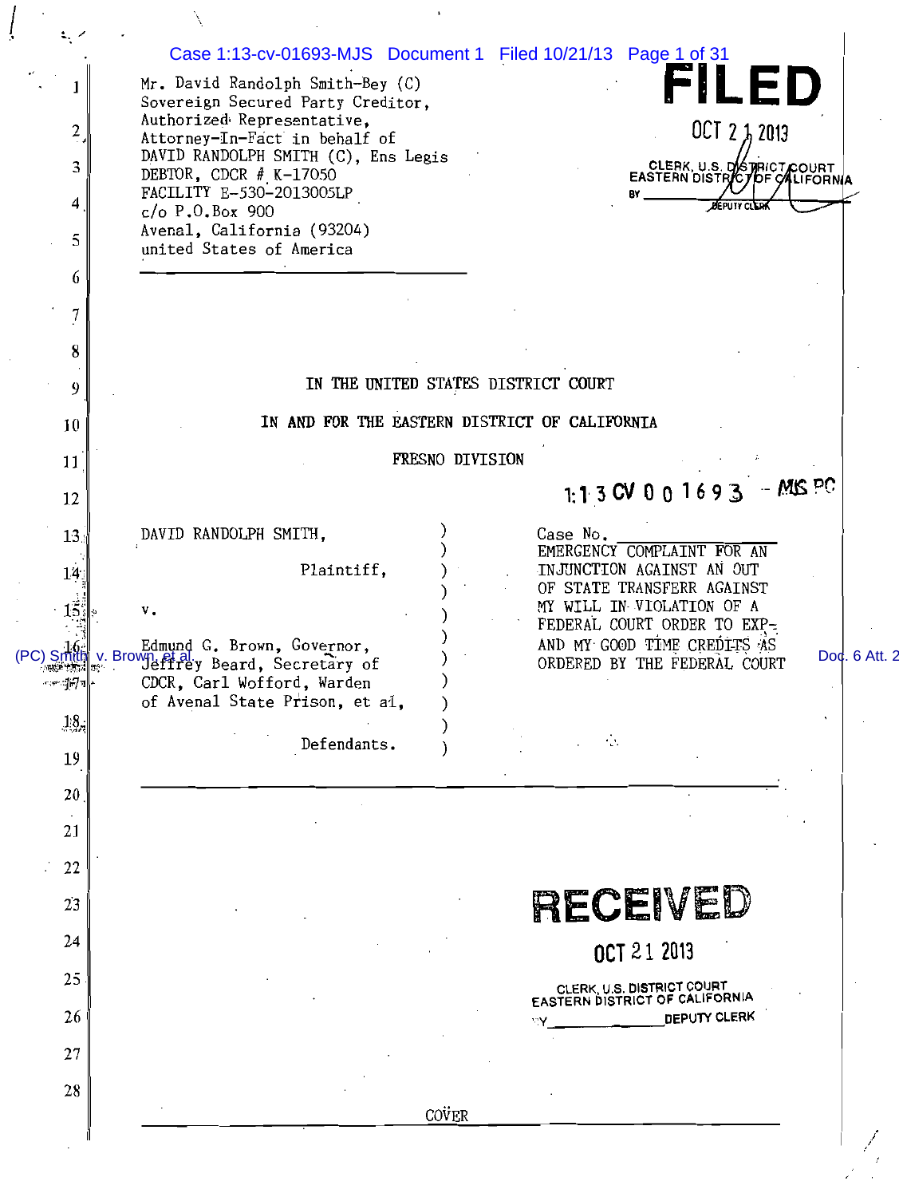Mr. David Randolph Smith-Bey (C)
Sovereign Secured Party Creditor,
Authorized Representative,
Attorney-In-Fact in behalf of
DAVID RANDOLPH SMITH (C), Ens Legis
DEBTOR, CDCR # K-17050
FACILITY E-530-2013005LP
c/o P.O.Box 900
Avenal, California (93204)
united States of America

**FILED**
OCT 21 2013
CLERK, U.S. DISTRICT COURT
EASTERN DISTRICT OF CALIFORNIA
BY ________ DEPUTY CLERK

IN THE UNITED STATES DISTRICT COURT

IN AND FOR THE EASTERN DISTRICT OF CALIFORNIA

FRESNO DIVISION

1:13 CV 01693 - MJS PC

| | |
|---|---|
| DAVID RANDOLPH SMITH,<br><br>Plaintiff,<br><br>v.<br><br>Edmund G. Brown, Governor, Jeffrey Beard, Secretary of CDCR, Carl Wofford, Warden of Avenal State Prison, et al,<br><br>Defendants. | Case No. ________<br>EMERGENCY COMPLAINT FOR AN INJUNCTION AGAINST AN OUT OF STATE TRANSFERR AGAINST MY WILL IN VIOLATION OF A FEDERAL COURT ORDER TO EXP- AND MY GOOD TIME CREDITS AS ORDERED BY THE FEDERAL COURT |

**RECEIVED**
OCT 21 2013
CLERK, U.S. DISTRICT COURT
EASTERN DISTRICT OF CALIFORNIA
BY ________ DEPUTY CLERK

COVER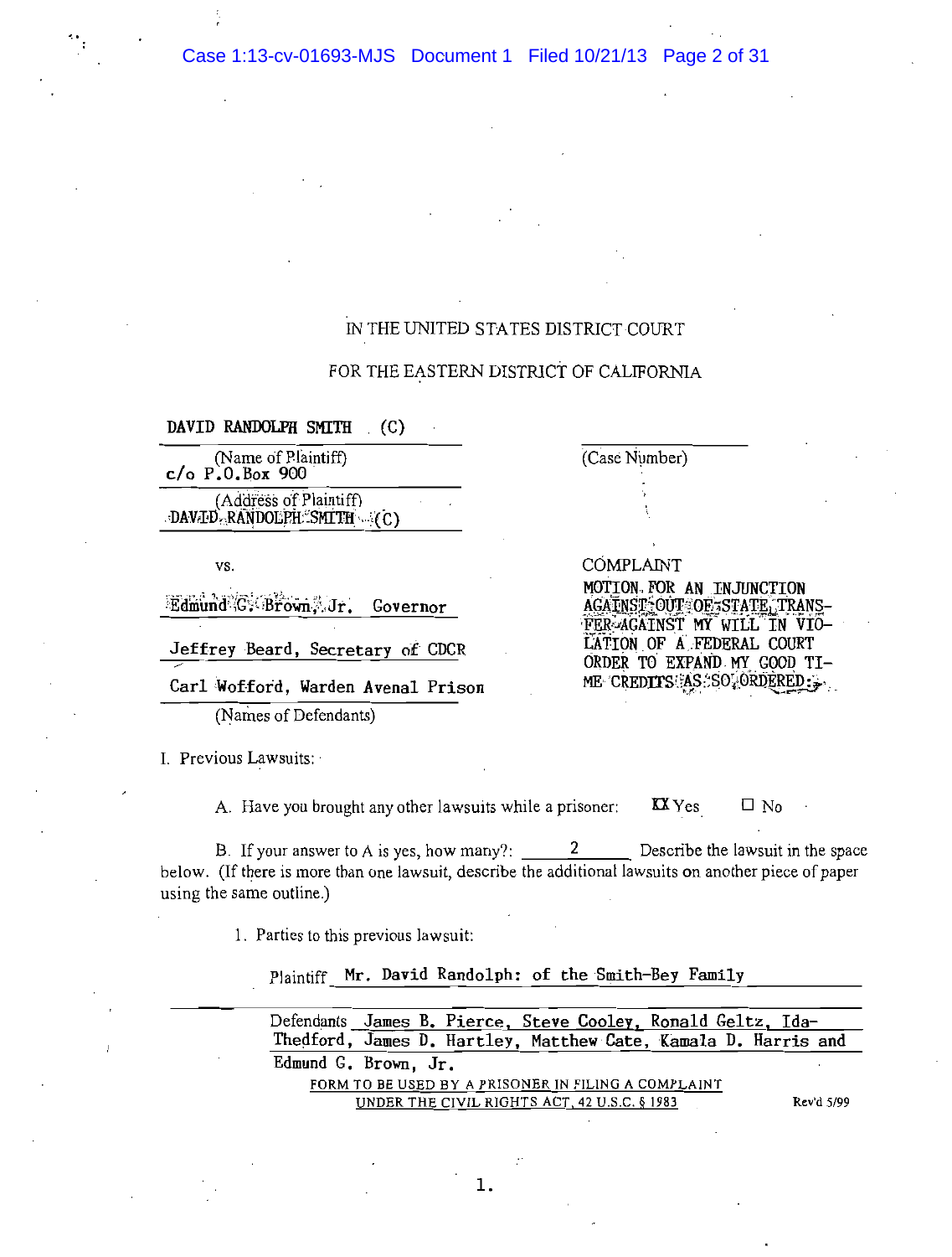IN THE UNITED STATES DISTRICT COURT

FOR THE EASTERN DISTRICT OF CALIFORNIA

DAVID RANDOLPH SMITH (C)
(Name of Plaintiff)
c/o P.O.Box 900
(Address of Plaintiff)
DAVID RANDOLPH SMITH (C)

(Case Number)

vs.

Edmund G. Brown, Jr. Governor

Jeffrey Beard, Secretary of CDCR

Carl Wofford, Warden Avenal Prison

(Names of Defendants)

COMPLAINT

MOTION FOR AN INJUNCTION AGAINST OUT OF STATE TRANSFER AGAINST MY WILL IN VIOLATION OF A FEDERAL COURT ORDER TO EXPAND MY GOOD TIME CREDITS AS SO ORDERED:

I. Previous Lawsuits:

A. Have you brought any other lawsuits while a prisoner: ☒ Yes ☐ No

B. If your answer to A is yes, how many?: 2 Describe the lawsuit in the space below. (If there is more than one lawsuit, describe the additional lawsuits on another piece of paper using the same outline.)

1. Parties to this previous lawsuit:

Plaintiff Mr. David Randolph: of the Smith-Bey Family

Defendants James B. Pierce, Steve Cooley, Ronald Geltz, Ida-Thedford, James D. Hartley, Matthew Cate, Kamala D. Harris and Edmund G. Brown, Jr.

FORM TO BE USED BY A PRISONER IN FILING A COMPLAINT UNDER THE CIVIL RIGHTS ACT, 42 U.S.C. § 1983

Rev'd 5/99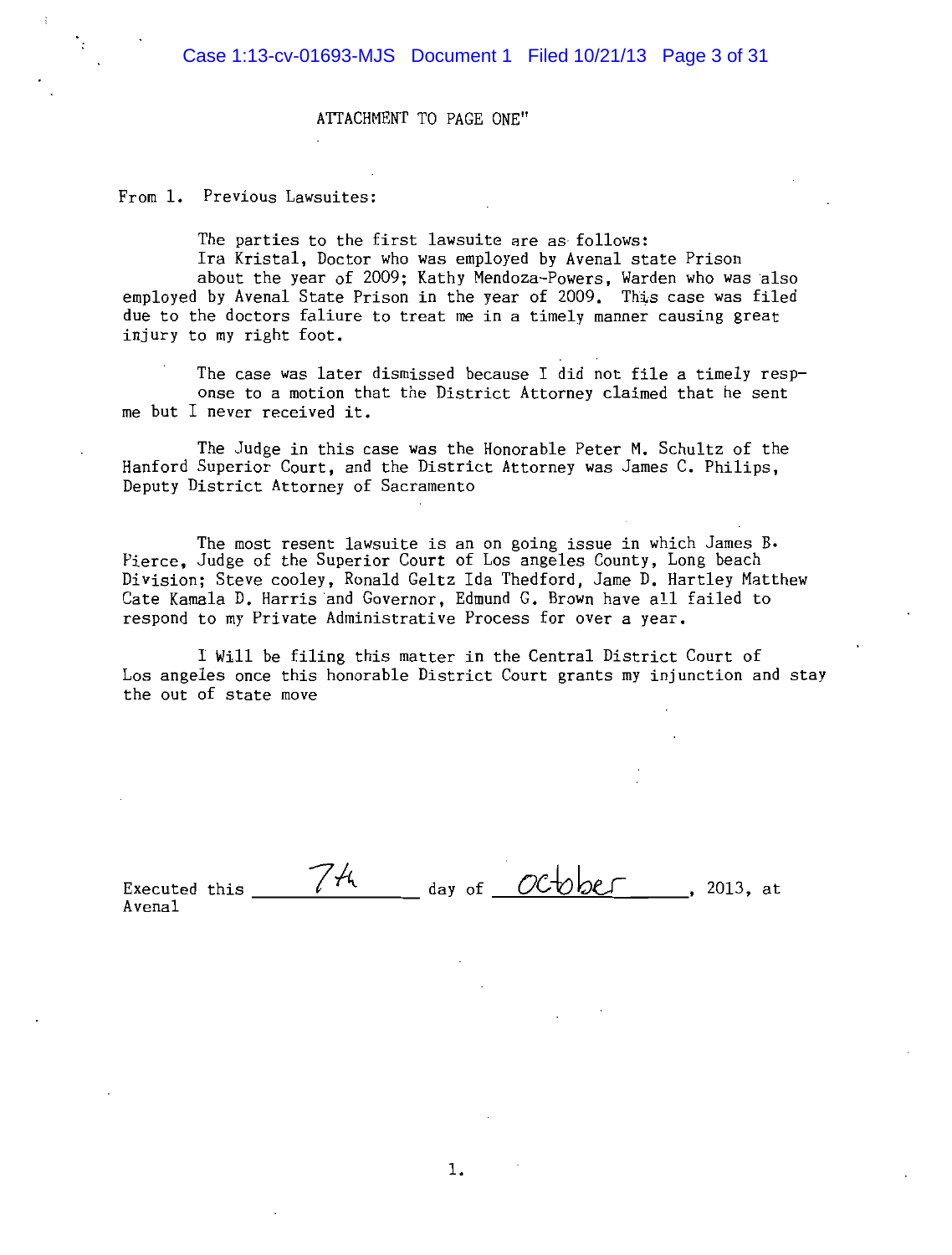ATTACHMENT TO PAGE ONE"

From 1. Previous Lawsuites:

The parties to the first lawsuite are as follows:
Ira Kristal, Doctor who was employed by Avenal state Prison about the year of 2009; Kathy Mendoza-Powers, Warden who was also employed by Avenal State Prison in the year of 2009. This case was filed due to the doctors faliure to treat me in a timely manner causing great injury to my right foot.

The case was later dismissed because I did not file a timely response to a motion that the District Attorney claimed that he sent me but I never received it.

The Judge in this case was the Honorable Peter M. Schultz of the Hanford Superior Court, and the District Attorney was James C. Philips, Deputy District Attorney of Sacramento

The most resent lawsuite is an on going issue in which James B. Pierce, Judge of the Superior Court of Los angeles County, Long beach Division; Steve cooley, Ronald Geltz Ida Thedford, Jame D. Hartley Matthew Cate Kamala D. Harris and Governor, Edmund G. Brown have all failed to respond to my Private Administrative Process for over a year.

I Will be filing this matter in the Central District Court of Los angeles once this honorable District Court grants my injunction and stay the out of state move

Executed this 7th day of october, 2013, at Avenal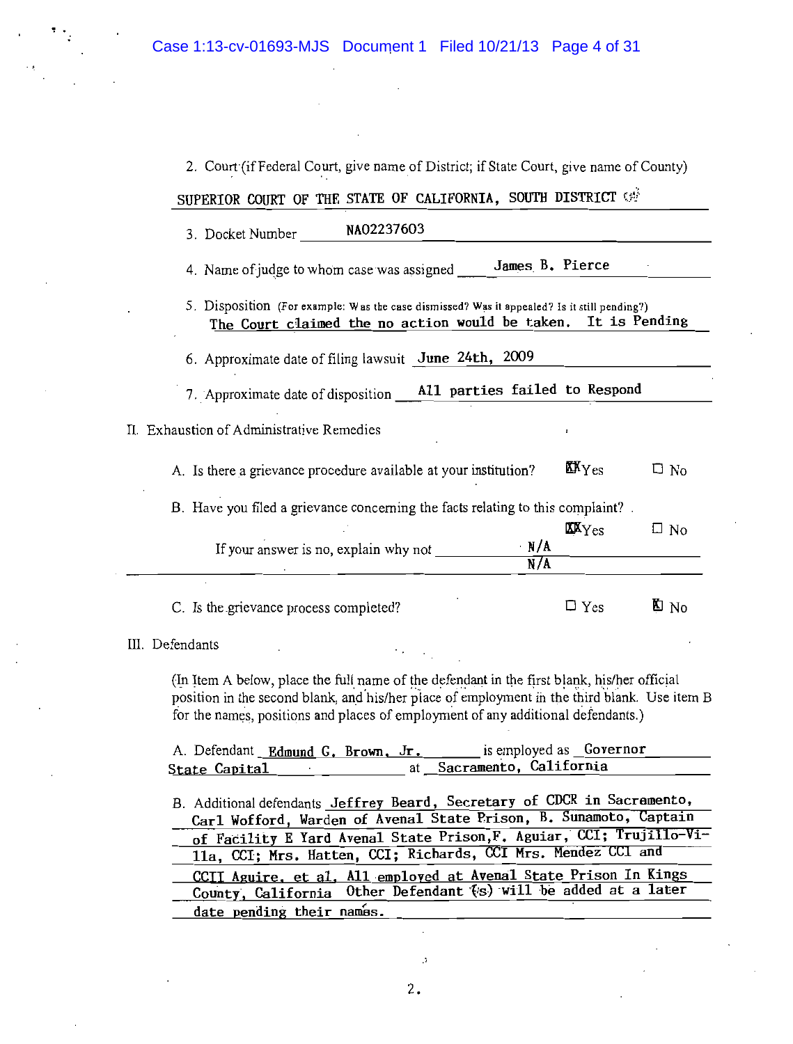2. Court (if Federal Court, give name of District; if State Court, give name of County)

SUPERIOR COURT OF THE STATE OF CALIFORNIA, SOUTH DISTRICT

3. Docket Number NA02237603

4. Name of judge to whom case was assigned James B. Pierce

5. Disposition (For example: Was the case dismissed? Was it appealed? Is it still pending?)
The Court claimed the no action would be taken. It is Pending

6. Approximate date of filing lawsuit June 24th, 2009

7. Approximate date of disposition All parties failed to Respond

II. Exhaustion of Administrative Remedies

A. Is there a grievance procedure available at your institution? ☒ Yes ☐ No

B. Have you filed a grievance concerning the facts relating to this complaint? ☒ Yes ☐ No

If your answer is no, explain why not N/A
N/A

C. Is the grievance process completed? ☐ Yes ☒ No

III. Defendants

(In Item A below, place the full name of the defendant in the first blank, his/her official position in the second blank, and his/her place of employment in the third blank. Use item B for the names, positions and places of employment of any additional defendants.)

A. Defendant Edmund G. Brown, Jr. is employed as Governor State Capital at Sacramento, California

B. Additional defendants Jeffrey Beard, Secretary of CDCR in Sacramento, Carl Wofford, Warden of Avenal State Prison, B. Sunamoto, Captain of Facility E Yard Avenal State Prison, F. Aguiar, CCI; Trujillo-Villa, CCI; Mrs. Hatten, CCI; Richards, CCI Mrs. Mendez CCI and CCII Aguire, et al. All employed at Avenal State Prison In Kings County, California Other Defendant (s) will be added at a later date pending their names.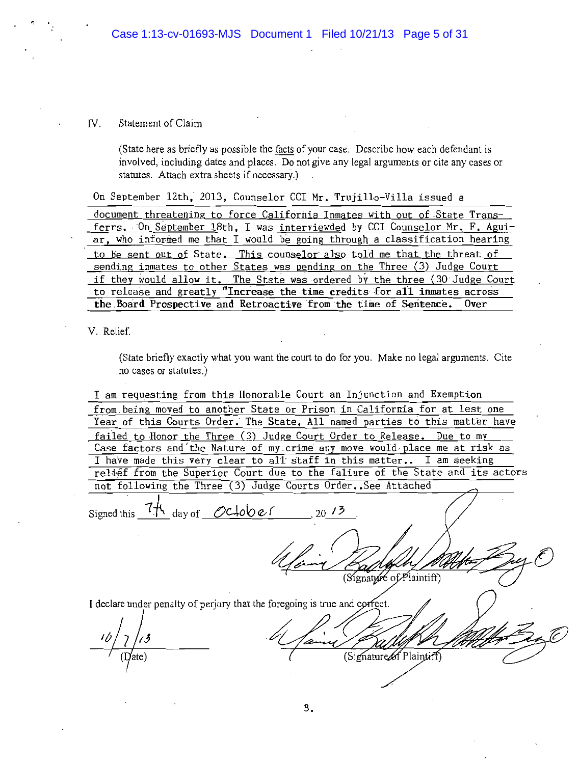IV. Statement of Claim

(State here as briefly as possible the facts of your case. Describe how each defendant is involved, including dates and places. Do not give any legal arguments or cite any cases or statutes. Attach extra sheets if necessary.)

On September 12th, 2013, Counselor CCI Mr. Trujillo-Villa issued a document threatening to force California Inmates with out of State Transferrs. On September 18th, I was interviewded by CCI Counselor Mr. F. Aguiar, who informed me that I would be going through a classification hearing to be sent out of State. This counselor also told me that the threat of sending inmates to other States was pending on the Three (3) Judge Court if they would allow it. The State was ordered by the three (30 Judge Court to release and greatly "Increase the time credits for all inmates across the Board Prospective and Retroactive from the time of Sentence. Over

V. Relief.

(State briefly exactly what you want the court to do for you. Make no legal arguments. Cite no cases or statutes.)

I am requesting from this Honorable Court an Injunction and Exemption from being moved to another State or Prison in California for at lest one Year of this Courts Order. The State, All named parties to this matter have failed to Honor the Three (3) Judge Court Order to Release. Due to my Case factors and the Nature of my crime any move would place me at risk as I have made this very clear to all staff in this matter.. I am seeking relief from the Superior Court due to the faliure of the State and its actors not following the Three (3) Judge Courts Order..See Attached

Signed this 7th day of October, 20 13.

(Signature of Plaintiff)

I declare under penalty of perjury that the foregoing is true and correct.

10/7/13
(Date)

(Signature of Plaintiff)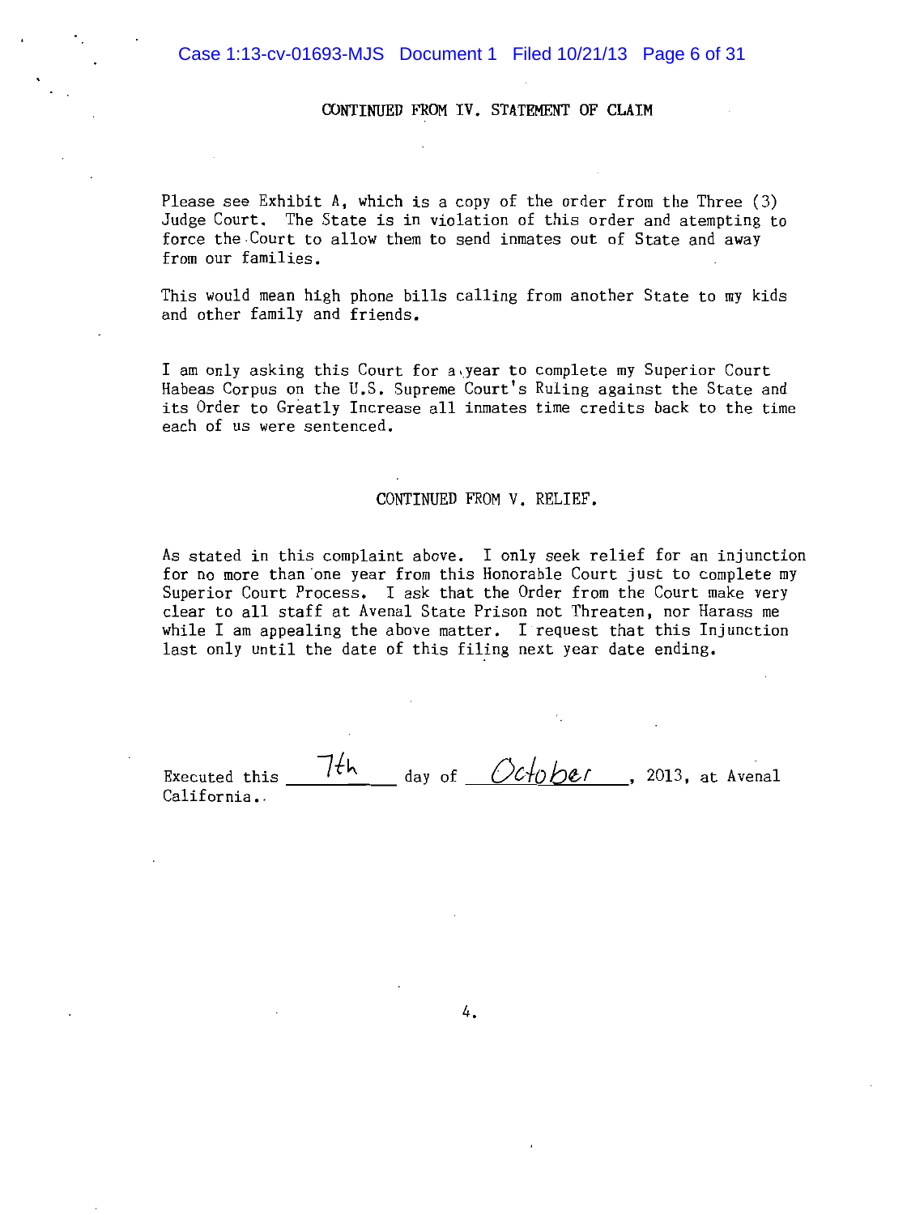CONTINUED FROM IV. STATEMENT OF CLAIM

Please see Exhibit A, which is a copy of the order from the Three (3) Judge Court. The State is in violation of this order and atempting to force the Court to allow them to send inmates out of State and away from our families.

This would mean high phone bills calling from another State to my kids and other family and friends.

I am only asking this Court for a year to complete my Superior Court Habeas Corpus on the U.S. Supreme Court's Ruling against the State and its Order to Greatly Increase all inmates time credits back to the time each of us were sentenced.

CONTINUED FROM V. RELIEF.

As stated in this complaint above. I only seek relief for an injunction for no more than one year from this Honorable Court just to complete my Superior Court Process. I ask that the Order from the Court make very clear to all staff at Avenal State Prison not Threaten, nor Harass me while I am appealing the above matter. I request that this Injunction last only until the date of this filing next year date ending.

Executed this 7th day of October, 2013, at Avenal California..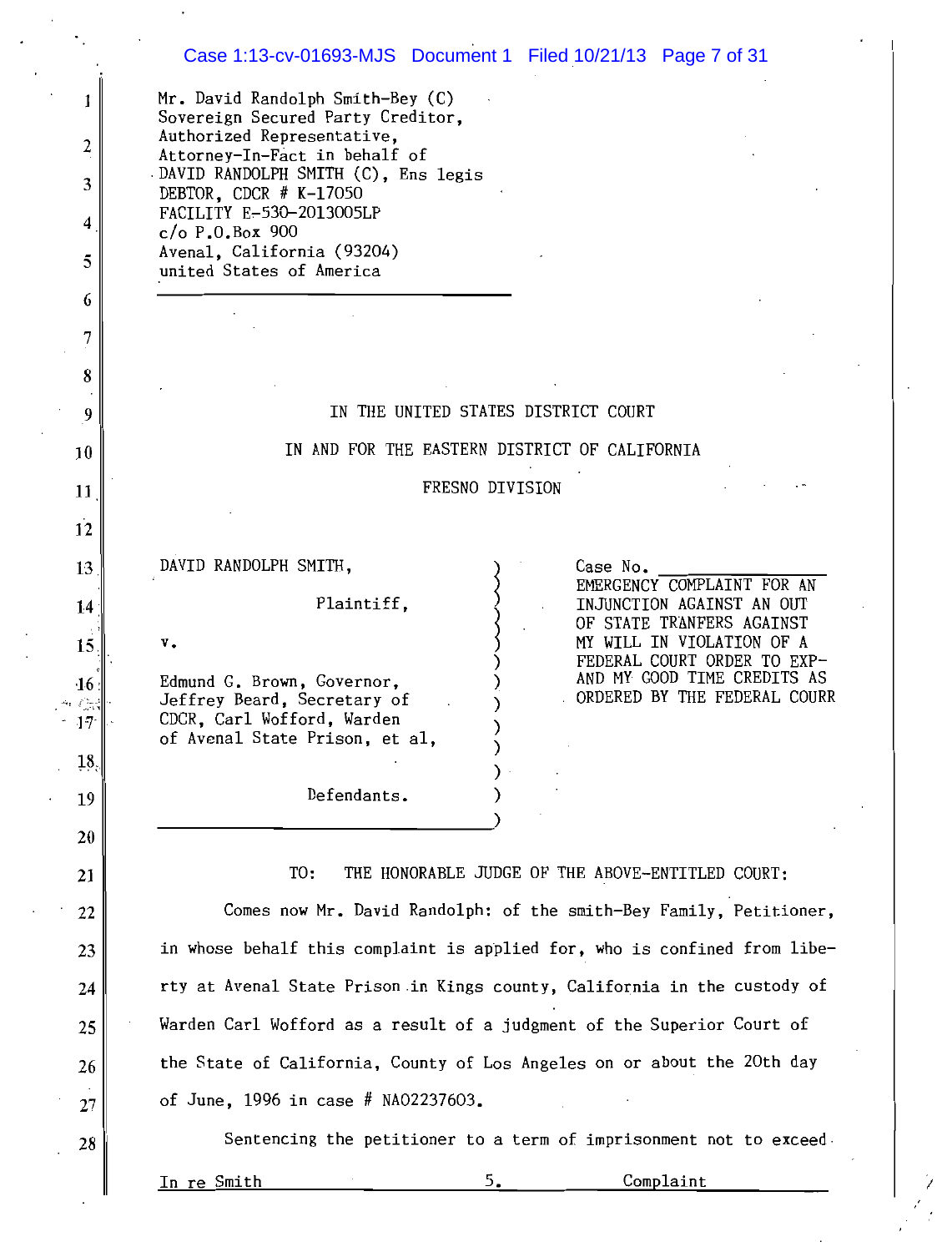Mr. David Randolph Smith-Bey (C)
Sovereign Secured Party Creditor,
Authorized Representative,
Attorney-In-Fact in behalf of
DAVID RANDOLPH SMITH (C), Ens legis
DEBTOR, CDCR # K-17050
FACILITY E-530-2013005LP
c/o P.O.Box 900
Avenal, California (93204)
united States of America

IN THE UNITED STATES DISTRICT COURT

IN AND FOR THE EASTERN DISTRICT OF CALIFORNIA

FRESNO DIVISION

| | |
|---|---|
| DAVID RANDOLPH SMITH,<br><br>Plaintiff,<br><br>v.<br><br>Edmund G. Brown, Governor, Jeffrey Beard, Secretary of CDCR, Carl Wofford, Warden of Avenal State Prison, et al,<br><br>Defendants. | Case No. \_\_\_\_\_\_\_\_\_\_<br>EMERGENCY COMPLAINT FOR AN INJUNCTION AGAINST AN OUT OF STATE TRANFERS AGAINST MY WILL IN VIOLATION OF A FEDERAL COURT ORDER TO EXP-AND MY GOOD TIME CREDITS AS ORDERED BY THE FEDERAL COURR |

TO: THE HONORABLE JUDGE OF THE ABOVE-ENTITLED COURT:

Comes now Mr. David Randolph: of the smith-Bey Family, Petitioner, in whose behalf this complaint is applied for, who is confined from liberty at Avenal State Prison in Kings county, California in the custody of Warden Carl Wofford as a result of a judgment of the Superior Court of the State of California, County of Los Angeles on or about the 20th day of June, 1996 in case # NA02237603.

Sentencing the petitioner to a term of imprisonment not to exceed

In re Smith 5. Complaint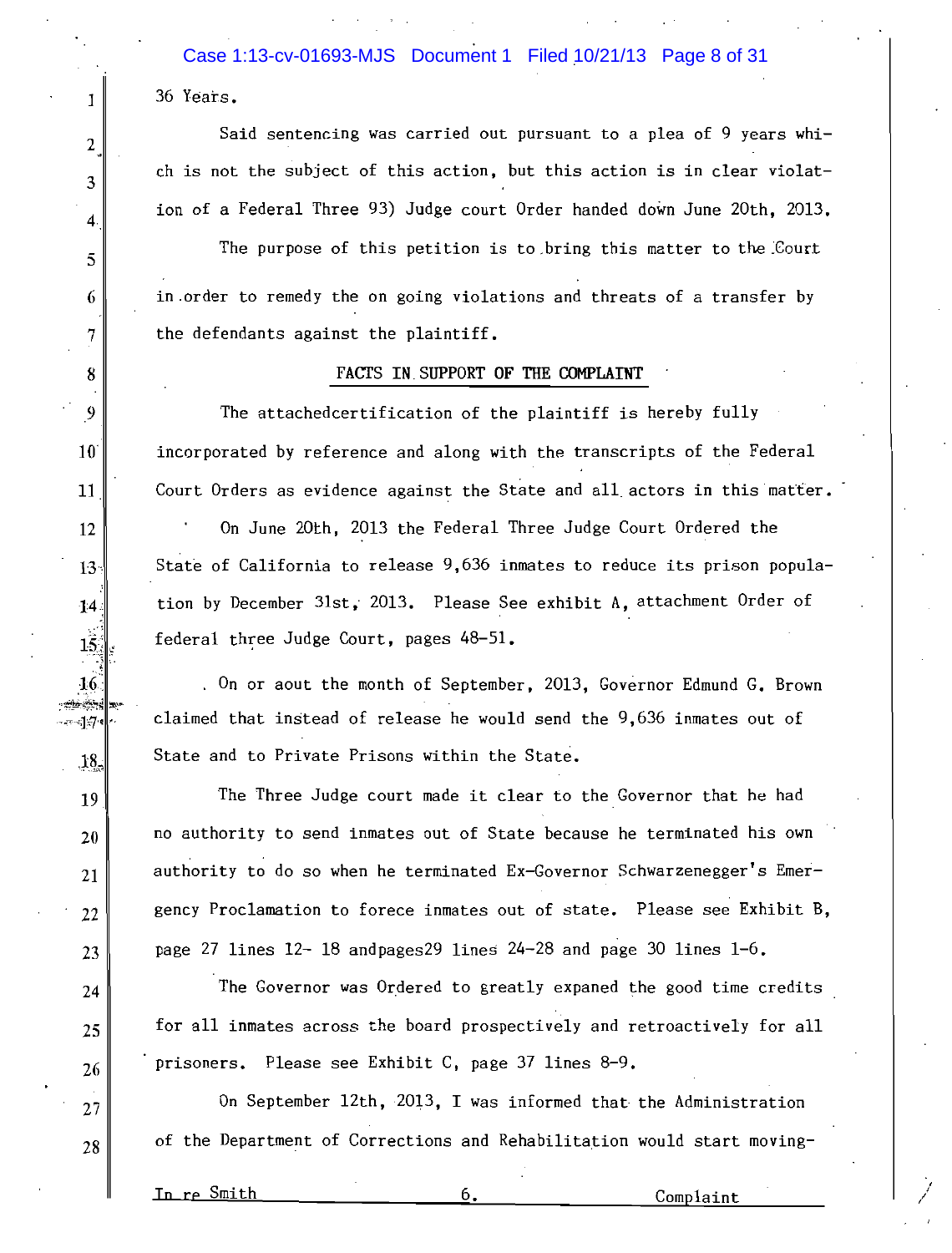36 Years.

Said sentencing was carried out pursuant to a plea of 9 years which is not the subject of this action, but this action is in clear violation of a Federal Three 93) Judge court Order handed down June 20th, 2013.

The purpose of this petition is to bring this matter to the Court in order to remedy the on going violations and threats of a transfer by the defendants against the plaintiff.

## FACTS IN SUPPORT OF THE COMPLAINT

The attachedcertification of the plaintiff is hereby fully incorporated by reference and along with the transcripts of the Federal Court Orders as evidence against the State and all actors in this matter.

On June 20th, 2013 the Federal Three Judge Court Ordered the State of California to release 9,636 inmates to reduce its prison population by December 31st, 2013. Please See exhibit A, attachment Order of federal three Judge Court, pages 48-51.

On or aout the month of September, 2013, Governor Edmund G. Brown claimed that instead of release he would send the 9,636 inmates out of State and to Private Prisons within the State.

The Three Judge court made it clear to the Governor that he had no authority to send inmates out of State because he terminated his own authority to do so when he terminated Ex-Governor Schwarzenegger's Emergency Proclamation to forece inmates out of state. Please see Exhibit B, page 27 lines 12- 18 andpages29 lines 24-28 and page 30 lines 1-6.

The Governor was Ordered to greatly expaned the good time credits for all inmates across the board prospectively and retroactively for all prisoners. Please see Exhibit C, page 37 lines 8-9.

On September 12th, 2013, I was informed that the Administration of the Department of Corrections and Rehabilitation would start moving-

In re Smith 6. Complaint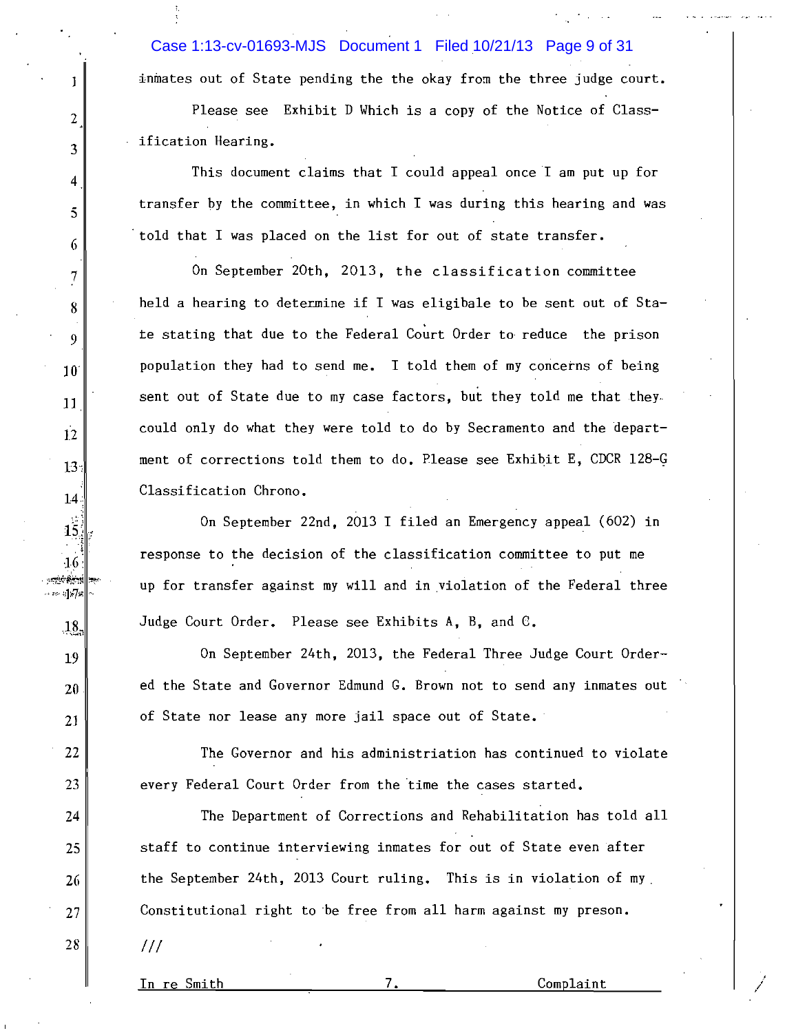inmates out of State pending the the okay from the three judge court.

Please see Exhibit D Which is a copy of the Notice of Classification Hearing.

This document claims that I could appeal once I am put up for transfer by the committee, in which I was during this hearing and was told that I was placed on the list for out of state transfer.

On September 20th, 2013, the classification committee held a hearing to determine if I was eligibale to be sent out of State stating that due to the Federal Court Order to reduce the prison population they had to send me. I told them of my concerns of being sent out of State due to my case factors, but they told me that they could only do what they were told to do by Secramento and the department of corrections told them to do. Please see Exhibit E, CDCR 128-G Classification Chrono.

On September 22nd, 2013 I filed an Emergency appeal (602) in response to the decision of the classification committee to put me up for transfer against my will and in violation of the Federal three Judge Court Order. Please see Exhibits A, B, and C.

On September 24th, 2013, the Federal Three Judge Court Ordered the State and Governor Edmund G. Brown not to send any inmates out of State nor lease any more jail space out of State.

The Governor and his administriation has continued to violate every Federal Court Order from the time the cases started.

The Department of Corrections and Rehabilitation has told all staff to continue interviewing inmates for out of State even after the September 24th, 2013 Court ruling. This is in violation of my Constitutional right to be free from all harm against my preson.

///

In re Smith 7. Complaint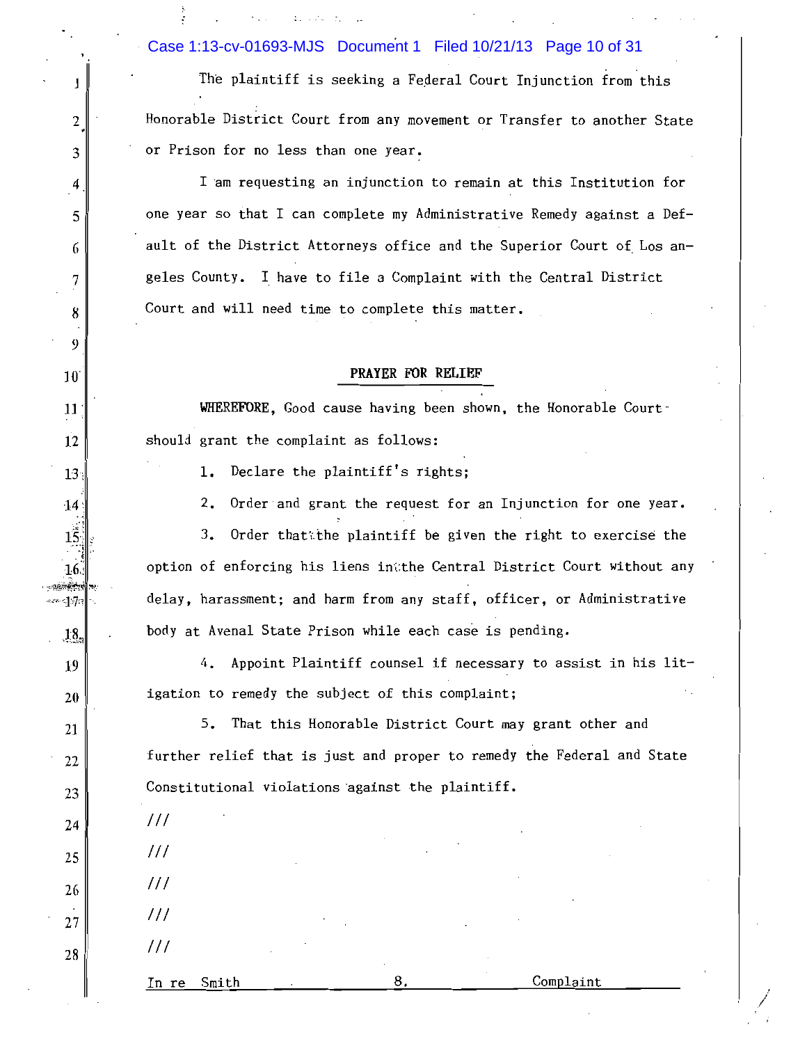The plaintiff is seeking a Federal Court Injunction from this Honorable District Court from any movement or Transfer to another State or Prison for no less than one year.

I am requesting an injunction to remain at this Institution for one year so that I can complete my Administrative Remedy against a Default of the District Attorneys office and the Superior Court of Los angeles County. I have to file a Complaint with the Central District Court and will need time to complete this matter.

## PRAYER FOR RELIEF

**WHEREFORE**, Good cause having been shown, the Honorable Court should grant the complaint as follows:

1. Declare the plaintiff's rights;

2. Order and grant the request for an Injunction for one year.

3. Order that the plaintiff be given the right to exercise the option of enforcing his liens in the Central District Court without any delay, harassment; and harm from any staff, officer, or Administrative body at Avenal State Prison while each case is pending.

4. Appoint Plaintiff counsel if necessary to assist in his litigation to remedy the subject of this complaint;

5. That this Honorable District Court may grant other and further relief that is just and proper to remedy the Federal and State Constitutional violations against the plaintiff.

///

///

///

///

///

In re Smith — Complaint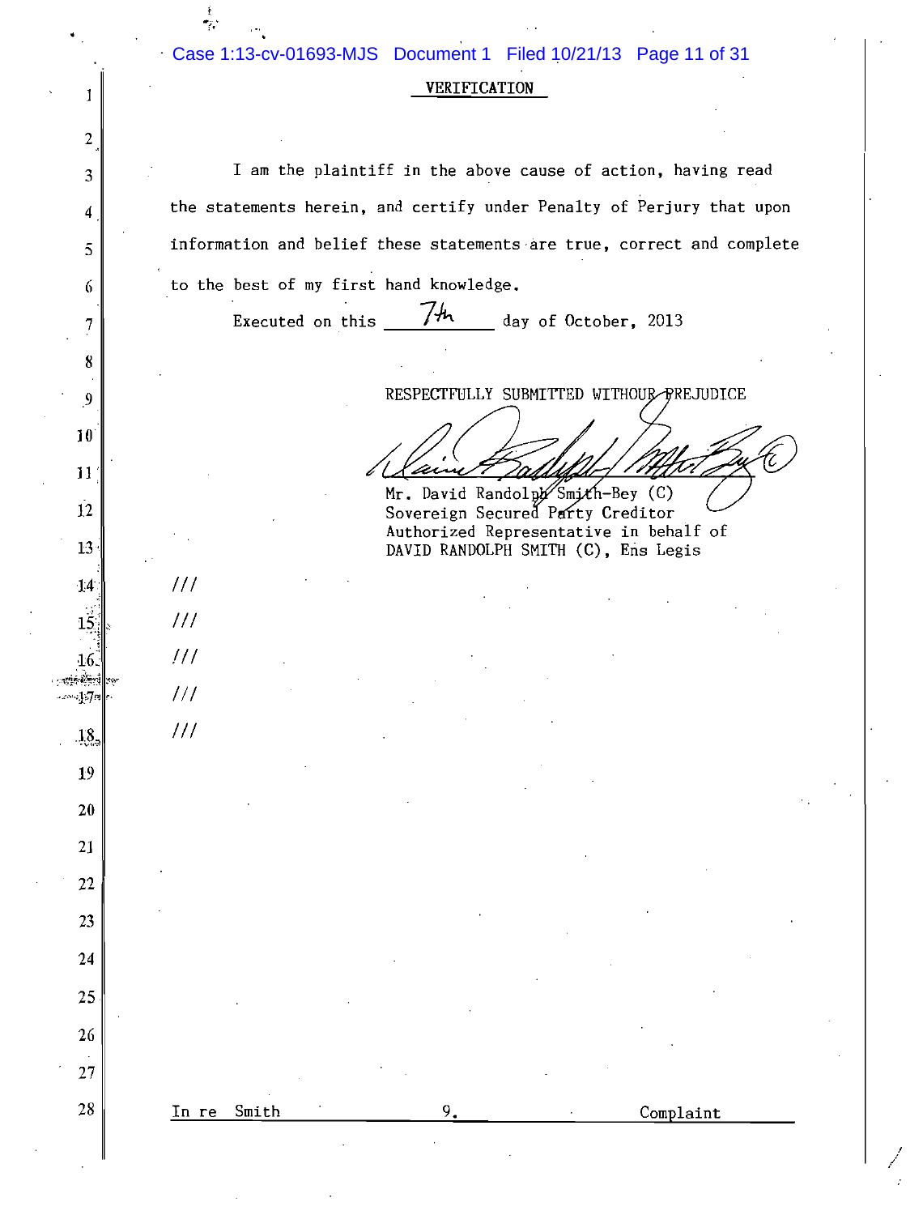# VERIFICATION

I am the plaintiff in the above cause of action, having read the statements herein, and certify under Penalty of Perjury that upon information and belief these statements are true, correct and complete to the best of my first hand knowledge.

Executed on this 7th day of October, 2013

RESPECTFULLY SUBMITTED WITHOUR PREJUDICE

Mr. David Randolph Smith-Bey (C)
Sovereign Secured Party Creditor
Authorized Representative in behalf of
DAVID RANDOLPH SMITH (C), Ens Legis

///

///

///

///

///

In re Smith — Complaint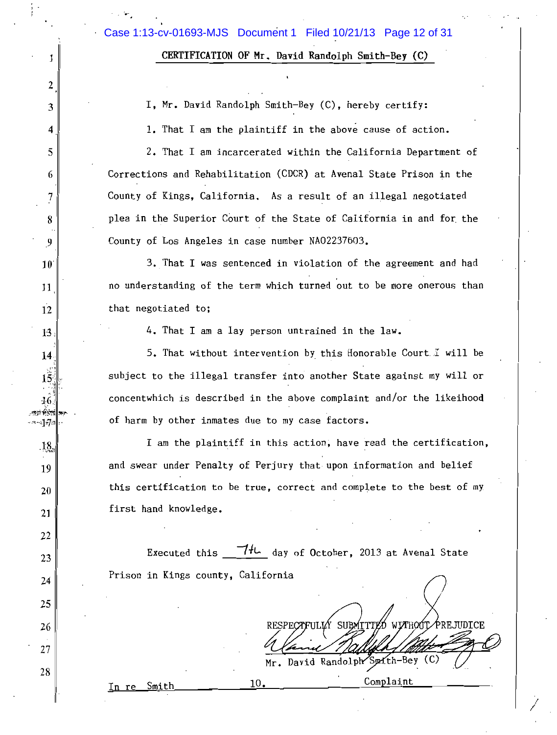## CERTIFICATION OF Mr. David Randolph Smith-Bey (C)

I, Mr. David Randolph Smith-Bey (C), hereby certify:

1. That I am the plaintiff in the above cause of action.

2. That I am incarcerated within the California Department of Corrections and Rehabilitation (CDCR) at Avenal State Prison in the County of Kings, California. As a result of an illegal negotiated plea in the Superior Court of the State of California in and for the County of Los Angeles in case number NA02237603.

3. That I was sentenced in violation of the agreement and had no understanding of the term which turned out to be more onerous than that negotiated to;

4. That I am a lay person untrained in the law.

5. That without intervention by this Honorable Court I will be subject to the illegal transfer into another State against my will or concentwhich is described in the above complaint and/or the likeihood of harm by other inmates due to my case factors.

I am the plaintiff in this action, have read the certification, and swear under Penalty of Perjury that upon information and belief this certification to be true, correct and complete to the best of my first hand knowledge.

Executed this 7th day of October, 2013 at Avenal State Prison in Kings county, California

RESPECTFULLY SUBMITTED WITHOUT PREJUDICE

Mr. David Randolph Smith-Bey (C)

In re Smith 10. Complaint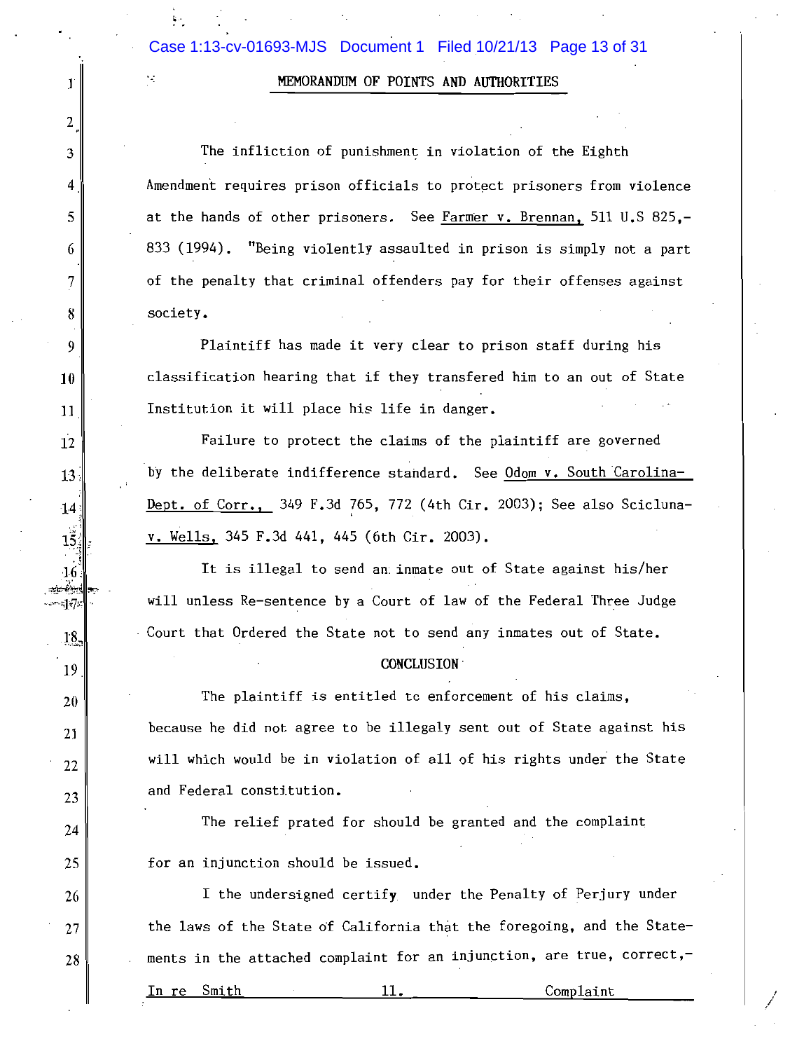## MEMORANDUM OF POINTS AND AUTHORITIES

The infliction of punishment in violation of the Eighth Amendment requires prison officials to protect prisoners from violence at the hands of other prisoners. See Farmer v. Brennan, 511 U.S 825,-833 (1994). "Being violently assaulted in prison is simply not a part of the penalty that criminal offenders pay for their offenses against society.

Plaintiff has made it very clear to prison staff during his classification hearing that if they transfered him to an out of State Institution it will place his life in danger.

Failure to protect the claims of the plaintiff are governed by the deliberate indifference standard. See Odom v. South Carolina-Dept. of Corr., 349 F.3d 765, 772 (4th Cir. 2003); See also Sciclunav. Wells, 345 F.3d 441, 445 (6th Cir. 2003).

It is illegal to send an inmate out of State against his/her will unless Re-sentence by a Court of law of the Federal Three Judge Court that Ordered the State not to send any inmates out of State.

## CONCLUSION

The plaintiff is entitled to enforcement of his claims, because he did not agree to be illegaly sent out of State against his will which would be in violation of all of his rights under the State and Federal constitution.

The relief prated for should be granted and the complaint for an injunction should be issued.

I the undersigned certify under the Penalty of Perjury under the laws of the State of California that the foregoing, and the Statements in the attached complaint for an injunction, are true, correct,-

In re Smith 11. Complaint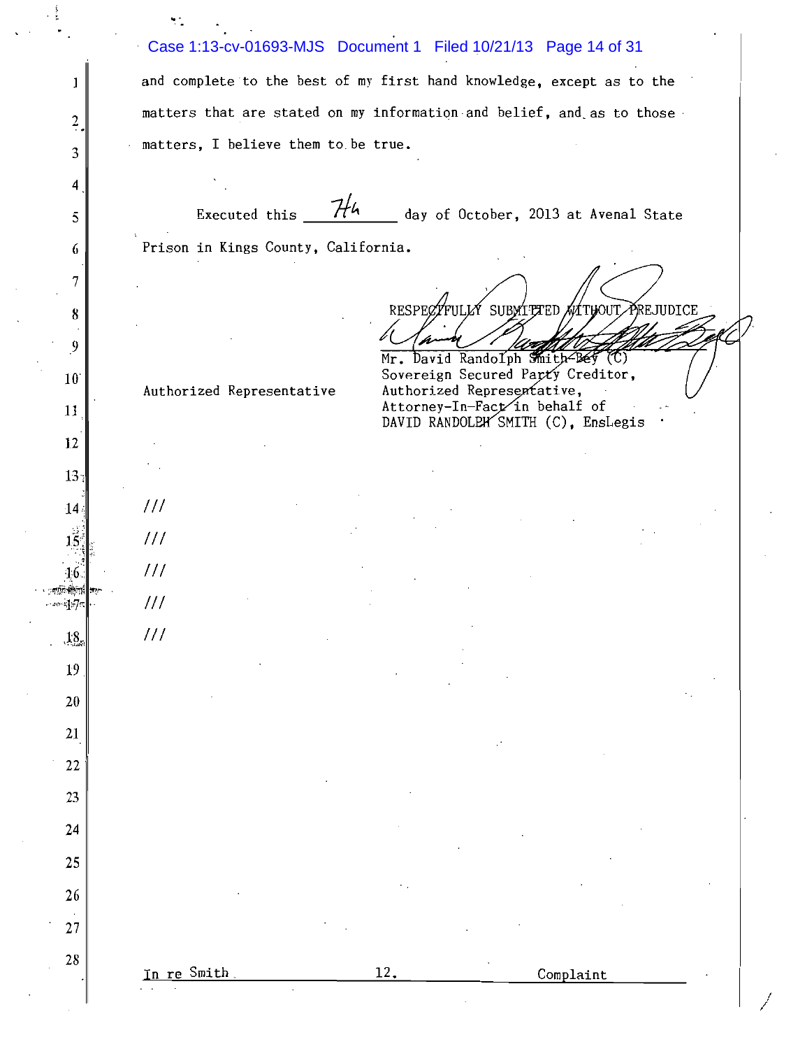and complete to the best of my first hand knowledge, except as to the matters that are stated on my information and belief, and as to those matters, I believe them to be true.

Executed this 7th day of October, 2013 at Avenal State Prison in Kings County, California.

RESPECTFULLY SUBMITTED WITHOUT PREJUDICE

Mr. David Randolph Smith-Bey (C)
Sovereign Secured Party Creditor,
Authorized Representative,
Attorney-In-Fact in behalf of
DAVID RANDOLPH SMITH (C), EnsLegis

Authorized Representative

///

///

///

///

///

In re Smith — Complaint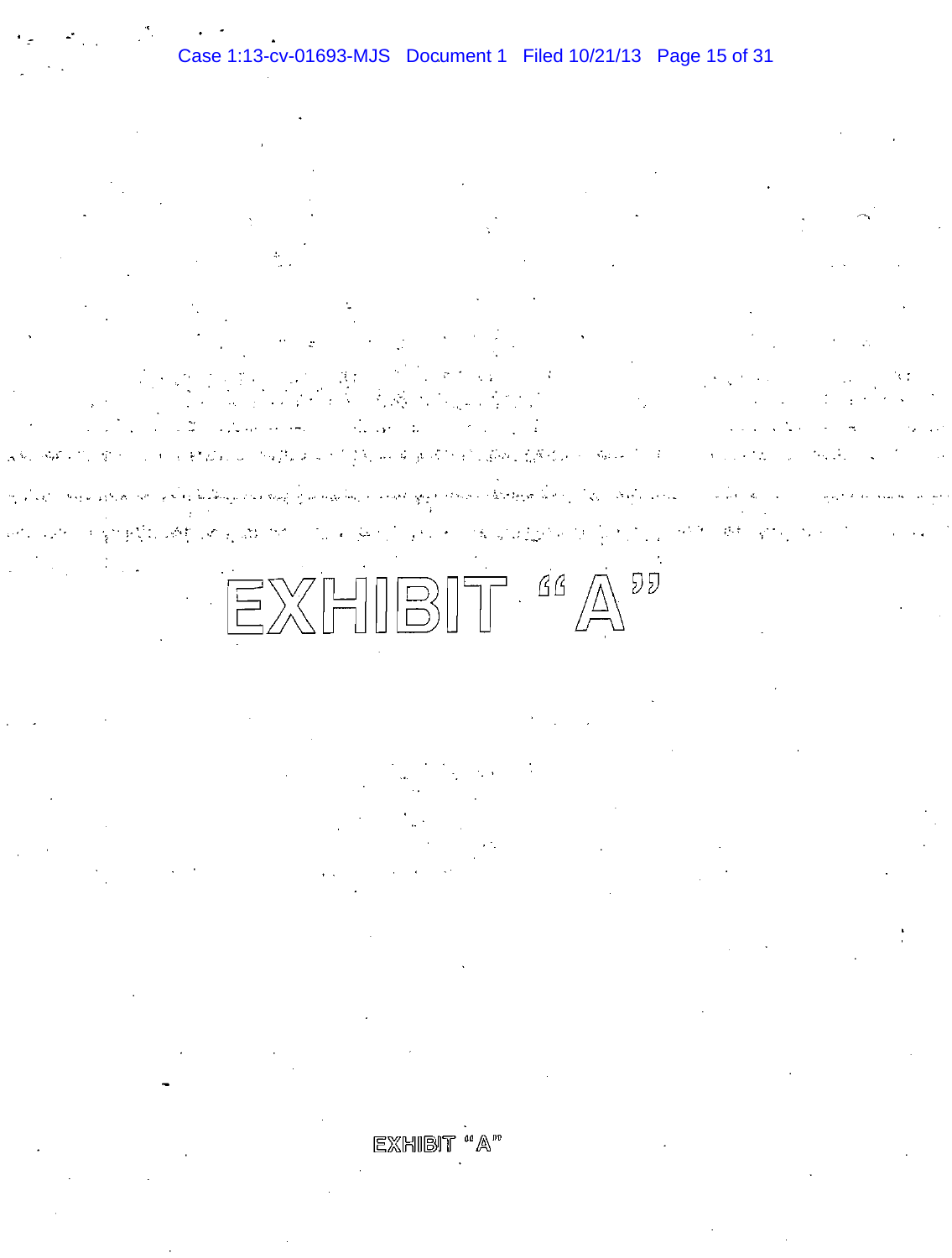# EXHIBIT "A"

EXHIBIT "A"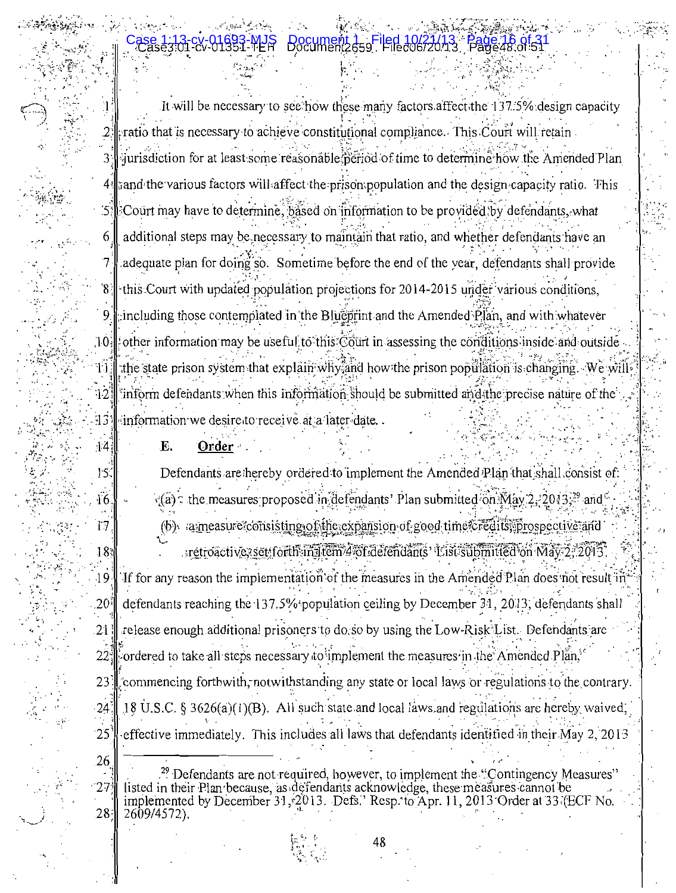It will be necessary to see how these many factors affect the 137.5% design capacity ratio that is necessary to achieve constitutional compliance. This Court will retain jurisdiction for at least some reasonable period of time to determine how the Amended Plan and the various factors will affect the prison population and the design capacity ratio. This Court may have to determine, based on information to be provided by defendants, what additional steps may be necessary to maintain that ratio, and whether defendants have an adequate plan for doing so. Sometime before the end of the year, defendants shall provide this Court with updated population projections for 2014-2015 under various conditions, including those contemplated in the Blueprint and the Amended Plan, and with whatever other information may be useful to this Court in assessing the conditions inside and outside the state prison system that explain why and how the prison population is changing. We will inform defendants when this information should be submitted and the precise nature of the information we desire to receive at a later date.

### E. Order

Defendants are hereby ordered to implement the Amended Plan that shall consist of:

(a) the measures proposed in defendants' Plan submitted on May 2, 2013;[29] and

(b) a measure consisting of the expansion of good time credits, prospective and retroactive, set forth in item 4 of defendants' List submitted on May 2, 2013.

If for any reason the implementation of the measures in the Amended Plan does not result in defendants reaching the 137.5% population ceiling by December 31, 2013, defendants shall release enough additional prisoners to do so by using the Low-Risk List. Defendants are ordered to take all steps necessary to implement the measures in the Amended Plan, commencing forthwith, notwithstanding any state or local laws or regulations to the contrary. 18 U.S.C. § 3626(a)(1)(B). All such state and local laws and regulations are hereby waived, effective immediately. This includes all laws that defendants identified in their May 2, 2013

---

[29] Defendants are not required, however, to implement the "Contingency Measures" listed in their Plan because, as defendants acknowledge, these measures cannot be implemented by December 31, 2013. Defs.' Resp. to Apr. 11, 2013 Order at 33 (ECF No. 2609/4572).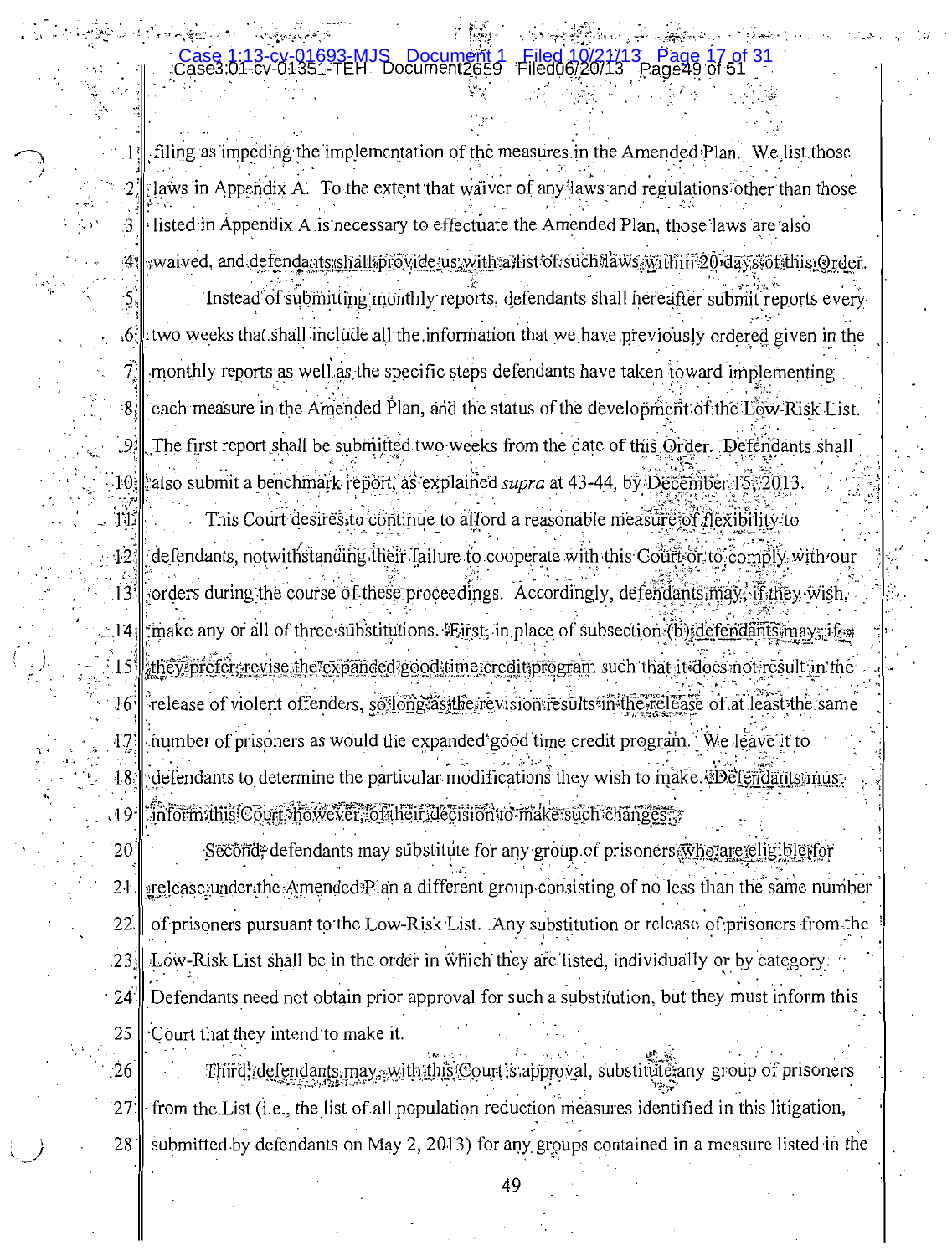filing as impeding the implementation of the measures in the Amended Plan. We list those laws in Appendix A. To the extent that waiver of any laws and regulations other than those listed in Appendix A is necessary to effectuate the Amended Plan, those laws are also waived, and defendants shall provide us with a list of such laws within 20 days of this Order.

Instead of submitting monthly reports, defendants shall hereafter submit reports every two weeks that shall include all the information that we have previously ordered given in the monthly reports as well as the specific steps defendants have taken toward implementing each measure in the Amended Plan, and the status of the development of the Low-Risk List. The first report shall be submitted two weeks from the date of this Order. Defendants shall also submit a benchmark report, as explained *supra* at 43-44, by December 15, 2013.

This Court desires to continue to afford a reasonable measure of flexibility to defendants, notwithstanding their failure to cooperate with this Court or to comply with our orders during the course of these proceedings. Accordingly, defendants may, if they wish, make any or all of three substitutions. First, in place of subsection (b), defendants may, if they prefer, revise the expanded good time credit program such that it does not result in the release of violent offenders, so long as the revision results in the release of at least the same number of prisoners as would the expanded good time credit program. We leave it to defendants to determine the particular modifications they wish to make. Defendants must inform this Court, however, of their decision to make such changes.

Second, defendants may substitute for any group of prisoners who are eligible for release under the Amended Plan a different group consisting of no less than the same number of prisoners pursuant to the Low-Risk List. Any substitution or release of prisoners from the Low-Risk List shall be in the order in which they are listed, individually or by category. Defendants need not obtain prior approval for such a substitution, but they must inform this Court that they intend to make it.

Third, defendants may, with this Court's approval, substitute any group of prisoners from the List (i.e., the list of all population reduction measures identified in this litigation, submitted by defendants on May 2, 2013) for any groups contained in a measure listed in the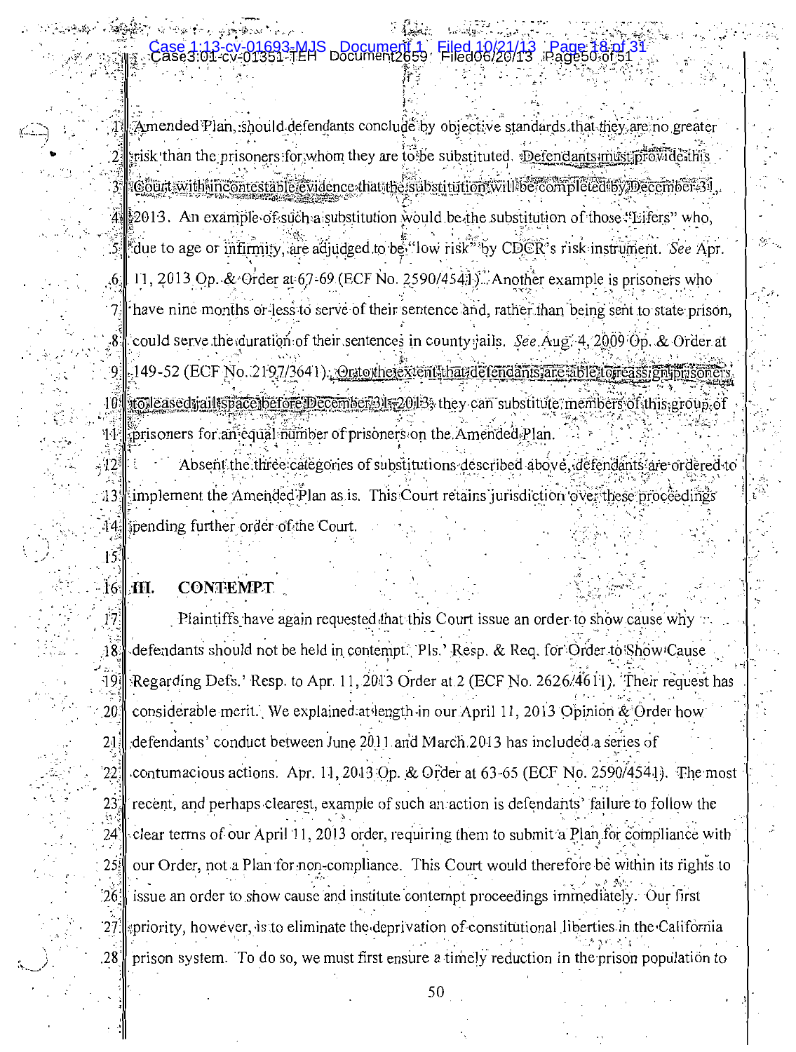Amended Plan, should defendants conclude by objective standards that they are no greater risk than the prisoners for whom they are to be substituted. Defendants must provide this Court with incontestable evidence that the substitution will be completed by December 31, 2013. An example of such a substitution would be the substitution of those "Lifers" who, due to age or infirmity, are adjudged to be "low risk" by CDCR's risk instrument. *See* Apr. 11, 2013 Op. & Order at 67-69 (ECF No. 2590/4541). Another example is prisoners who have nine months or less to serve of their sentence and, rather than being sent to state prison, could serve the duration of their sentences in county jails. *See* Aug. 4, 2009 Op. & Order at 149-52 (ECF No. 2197/3641). Or to the extent that defendants are able to reassign prisoners to leased jail space before December 31, 2013, they can substitute members of this group of prisoners for an equal number of prisoners on the Amended Plan.

Absent the three categories of substitutions described above, defendants are ordered to implement the Amended Plan as is. This Court retains jurisdiction over these proceedings pending further order of the Court.

## III. CONTEMPT

Plaintiffs have again requested that this Court issue an order to show cause why defendants should not be held in contempt. Pls.' Resp. & Req. for Order to Show Cause Regarding Defs.' Resp. to Apr. 11, 2013 Order at 2 (ECF No. 2626/4611). Their request has considerable merit. We explained at length in our April 11, 2013 Opinion & Order how defendants' conduct between June 2011 and March 2013 has included a series of contumacious actions. Apr. 11, 2013 Op. & Order at 63-65 (ECF No. 2590/4541). The most recent, and perhaps clearest, example of such an action is defendants' failure to follow the clear terms of our April 11, 2013 order, requiring them to submit a Plan for compliance with our Order, not a Plan for non-compliance. This Court would therefore be within its rights to issue an order to show cause and institute contempt proceedings immediately. Our first priority, however, is to eliminate the deprivation of constitutional liberties in the California prison system. To do so, we must first ensure a timely reduction in the prison population to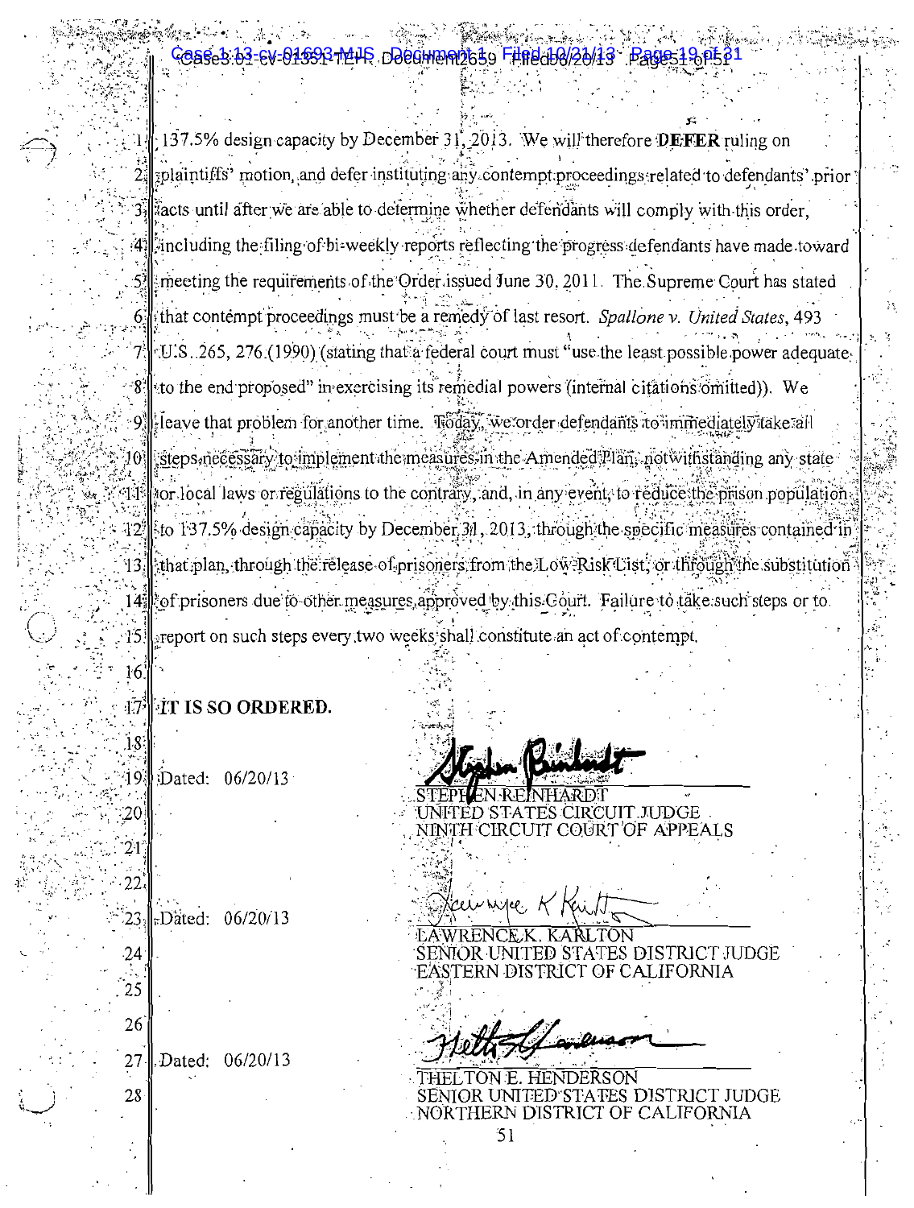137.5% design capacity by December 31, 2013. We will therefore **DEFER** ruling on plaintiffs' motion, and defer instituting any contempt proceedings related to defendants' prior acts until after we are able to determine whether defendants will comply with this order, including the filing of bi-weekly reports reflecting the progress defendants have made toward meeting the requirements of the Order issued June 30, 2011. The Supreme Court has stated that contempt proceedings must be a remedy of last resort. *Spallone v. United States*, 493 U.S. 265, 276 (1990) (stating that a federal court must "use the least possible power adequate to the end proposed" in exercising its remedial powers (internal citations omitted)). We leave that problem for another time. Today, we order defendants to immediately take all steps necessary to implement the measures in the Amended Plan, notwithstanding any state or local laws or regulations to the contrary, and, in any event, to reduce the prison population to 137.5% design capacity by December 31, 2013, through the specific measures contained in that plan, through the release of prisoners from the Low Risk List, or through the substitution of prisoners due to other measures approved by this Court. Failure to take such steps or to report on such steps every two weeks shall constitute an act of contempt.

**IT IS SO ORDERED.**

Dated: 06/20/13

STEPHEN REINHARDT
UNITED STATES CIRCUIT JUDGE
NINTH CIRCUIT COURT OF APPEALS

Dated: 06/20/13

LAWRENCE K. KARLTON
SENIOR UNITED STATES DISTRICT JUDGE
EASTERN DISTRICT OF CALIFORNIA

Dated: 06/20/13

THELTON E. HENDERSON
SENIOR UNITED STATES DISTRICT JUDGE
NORTHERN DISTRICT OF CALIFORNIA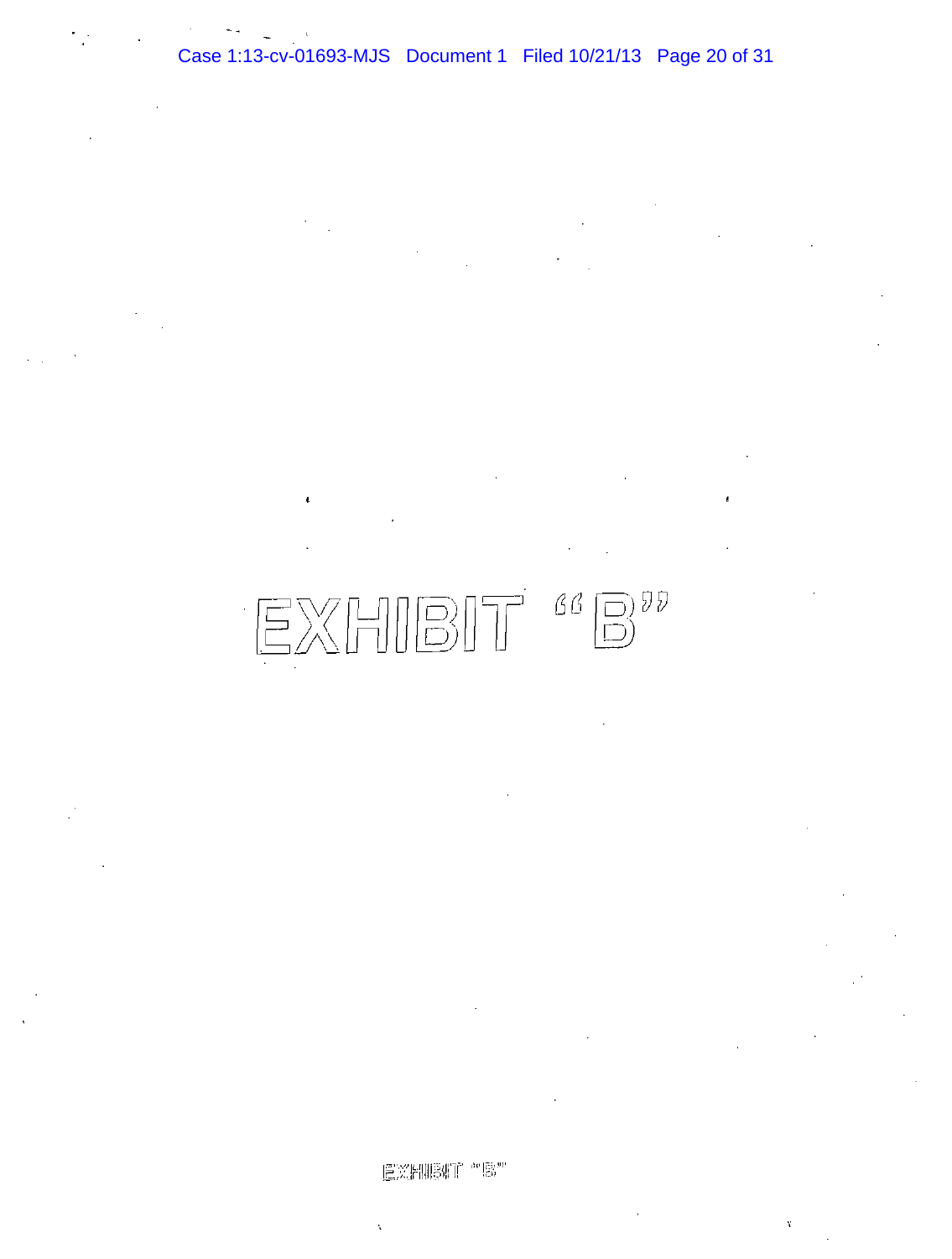# EXHIBIT "B"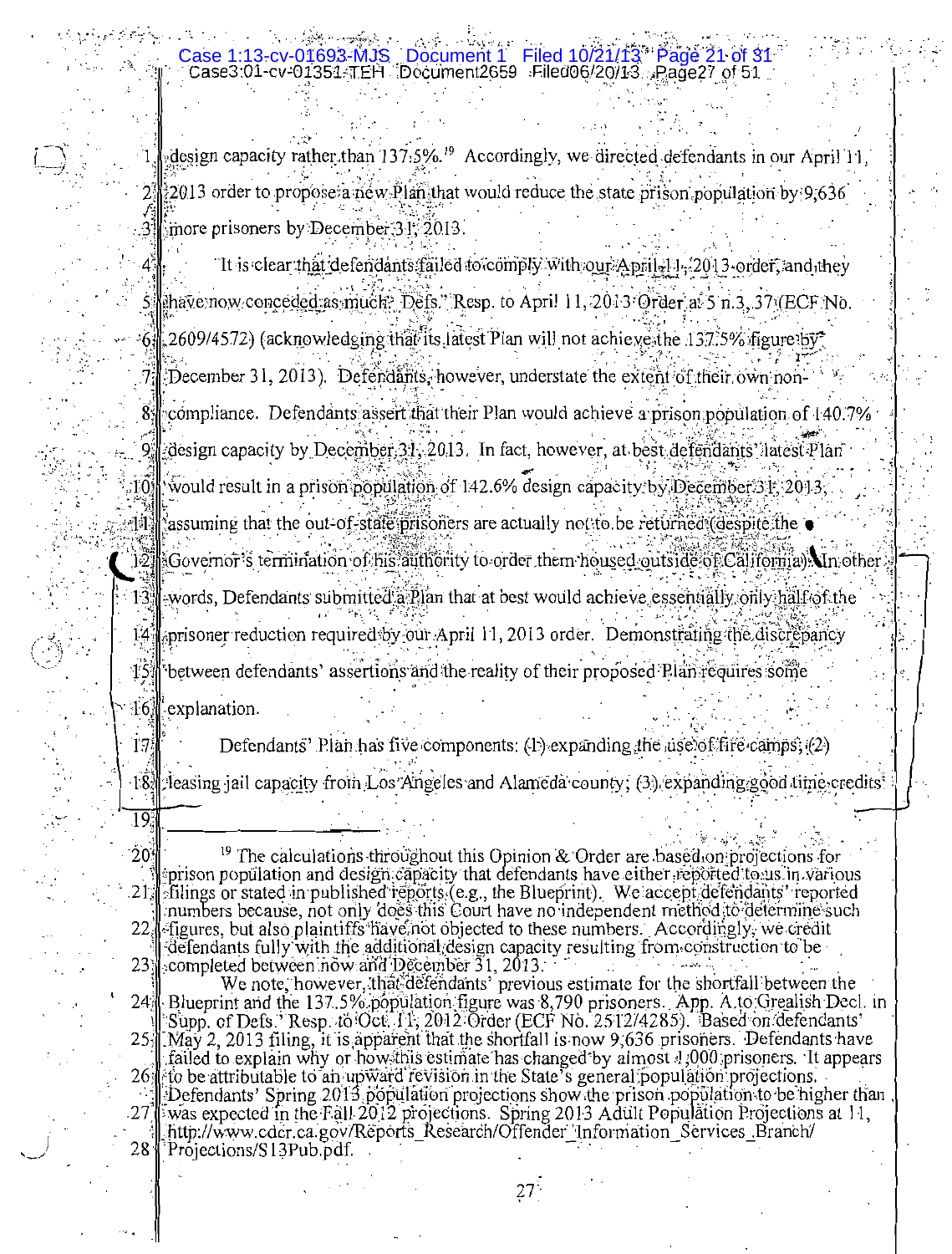design capacity rather than 137.5%.[19] Accordingly, we directed defendants in our April 11, 2013 order to propose a new Plan that would reduce the state prison population by 9,636 more prisoners by December 31, 2013.

It is clear that defendants failed to comply with our April 11, 2013 order, and they have now conceded as much. Defs.' Resp. to April 11, 2013 Order at 5 n.3, 37 (ECF No. 2609/4572) (acknowledging that its latest Plan will not achieve the 137.5% figure by December 31, 2013). Defendants, however, understate the extent of their own non-compliance. Defendants assert that their Plan would achieve a prison population of 140.7% design capacity by December 31, 2013. In fact, however, at best defendants' latest Plan would result in a prison population of 142.6% design capacity by December 31, 2013, assuming that the out-of-state prisoners are actually not to be returned (despite the Governor's termination of his authority to order them housed outside of California). In other words, Defendants submitted a Plan that at best would achieve essentially only half of the prisoner reduction required by our April 11, 2013 order. Demonstrating the discrepancy between defendants' assertions and the reality of their proposed Plan requires some explanation.

Defendants' Plan has five components: (1) expanding the use of fire camps; (2) leasing jail capacity from Los Angeles and Alameda county; (3) expanding good time credits

---

[19] The calculations throughout this Opinion & Order are based on projections for prison population and design capacity that defendants have either reported to us in various filings or stated in published reports (e.g., the Blueprint). We accept defendants' reported numbers because, not only does this Court have no independent method to determine such figures, but also plaintiffs have not objected to these numbers. Accordingly, we credit defendants fully with the additional design capacity resulting from construction to be completed between now and December 31, 2013.

We note, however, that defendants' previous estimate for the shortfall between the Blueprint and the 137.5% population figure was 8,790 prisoners. App. A to Grealish Decl. in Supp. of Defs.' Resp. to Oct. 11, 2012 Order (ECF No. 2512/4285). Based on defendants' May 2, 2013 filing, it is apparent that the shortfall is now 9,636 prisoners. Defendants have failed to explain why or how this estimate has changed by almost 1,000 prisoners. It appears to be attributable to an upward revision in the State's general population projections. Defendants' Spring 2013 population projections show the prison population to be higher than was expected in the Fall 2012 projections. Spring 2013 Adult Population Projections at 11, http://www.cdcr.ca.gov/Reports_Research/Offender_Information_Services_Branch/Projections/S13Pub.pdf.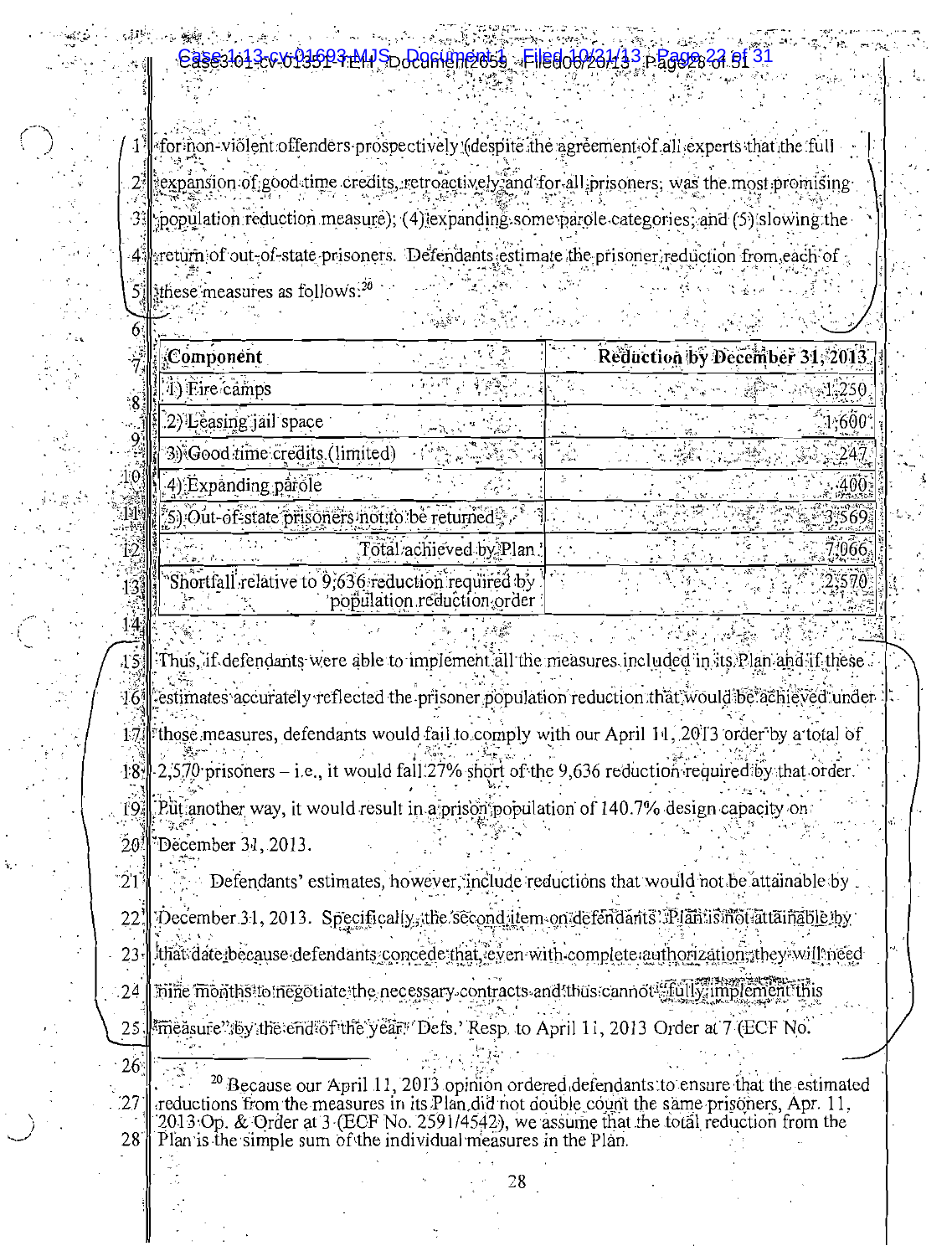for non-violent offenders prospectively (despite the agreement of all experts that the full expansion of good time credits, retroactively and for all prisoners, was the most promising population reduction measure); (4) expanding some parole categories; and (5) slowing the return of out-of-state prisoners. Defendants estimate the prisoner reduction from each of these measures as follows:[20]

| Component | Reduction by December 31, 2013 |
|---|---|
| 1) Fire camps | 1,250 |
| 2) Leasing jail space | 1,600 |
| 3) Good time credits (limited) | 247 |
| 4) Expanding parole | 400 |
| 5) Out-of-state prisoners not to be returned | 3,569 |
| Total achieved by Plan | 7,066 |
| Shortfall relative to 9,636 reduction required by population reduction order | 2,570 |

Thus, if defendants were able to implement all the measures included in its Plan and if these estimates accurately reflected the prisoner population reduction that would be achieved under those measures, defendants would fail to comply with our April 11, 2013 order by a total of 2,570 prisoners – i.e., it would fall 27% short of the 9,636 reduction required by that order. Put another way, it would result in a prison population of 140.7% design capacity on December 31, 2013.

Defendants' estimates, however, include reductions that would not be attainable by December 31, 2013. Specifically, the second item on defendants' Plan is not attainable by that date because defendants concede that, even with complete authorization, they will need nine months to negotiate the necessary contracts and thus cannot "fully implement this measure" by the end of the year. Defs.' Resp. to April 11, 2013 Order at 7 (ECF No.

[20] Because our April 11, 2013 opinion ordered defendants to ensure that the estimated reductions from the measures in its Plan did not double count the same prisoners, Apr. 11, 2013 Op. & Order at 3 (ECF No. 2591/4542), we assume that the total reduction from the Plan is the simple sum of the individual measures in the Plan.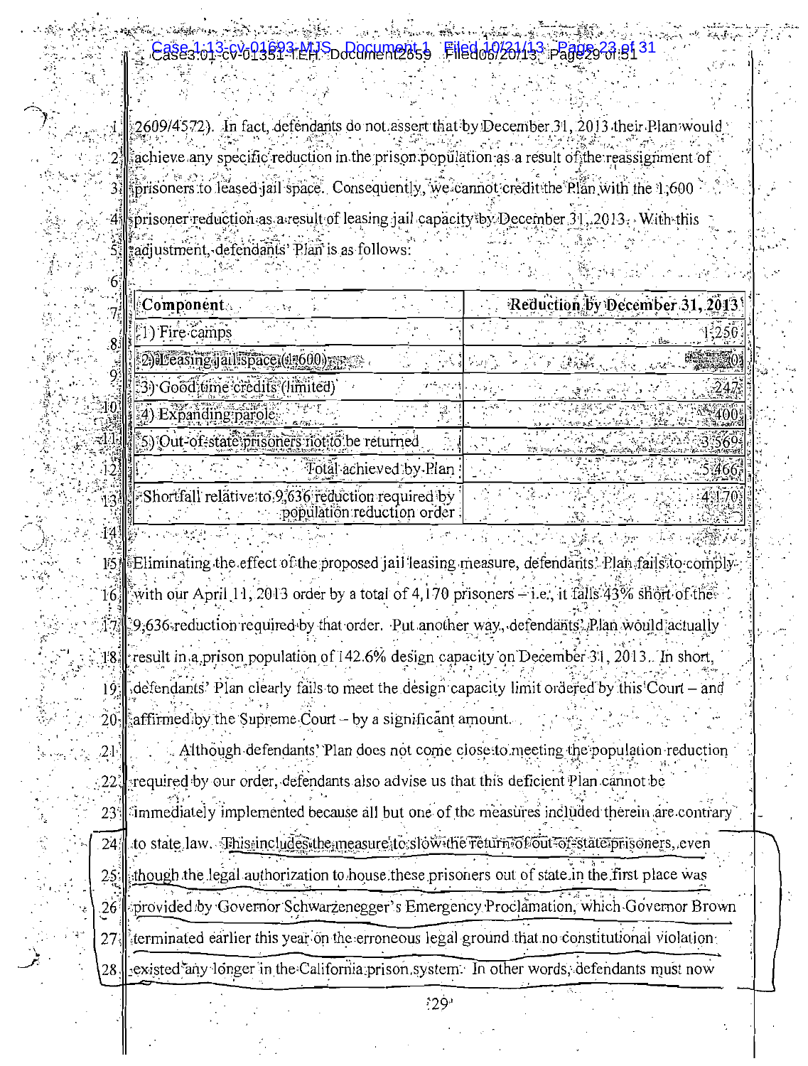2609/4572). In fact, defendants do not assert that by December 31, 2013 their Plan would achieve any specific reduction in the prison population as a result of the reassignment of prisoners to leased jail space. Consequently, we cannot credit the Plan with the 1,600 prisoner reduction as a result of leasing jail capacity by December 31, 2013. With this adjustment, defendants' Plan is as follows:

| Component | Reduction by December 31, 2013 |
|---|---|
| 1) Fire camps | 1,250 |
| 2) Leasing jail space (1,600) | 0 |
| 3) Good time credits (limited) | 247 |
| 4) Expanding parole | 400 |
| 5) Out-of-state prisoners not to be returned | 3,569 |
| Total achieved by Plan | 5,466 |
| Shortfall relative to 9,636 reduction required by population reduction order | 4,170 |

Eliminating the effect of the proposed jail leasing measure, defendants' Plan fails to comply with our April 11, 2013 order by a total of 4,170 prisoners – i.e., it falls 43% short of the 9,636 reduction required by that order. Put another way, defendants' Plan would actually result in a prison population of 142.6% design capacity on December 31, 2013. In short, defendants' Plan clearly fails to meet the design capacity limit ordered by this Court – and affirmed by the Supreme Court – by a significant amount.

Although defendants' Plan does not come close to meeting the population reduction required by our order, defendants also advise us that this deficient Plan cannot be immediately implemented because all but one of the measures included therein are contrary to state law. This includes the measure to slow the return of out-of-state prisoners, even though the legal authorization to house these prisoners out of state in the first place was provided by Governor Schwarzenegger's Emergency Proclamation, which Governor Brown terminated earlier this year on the erroneous legal ground that no constitutional violation existed any longer in the California prison system. In other words, defendants must now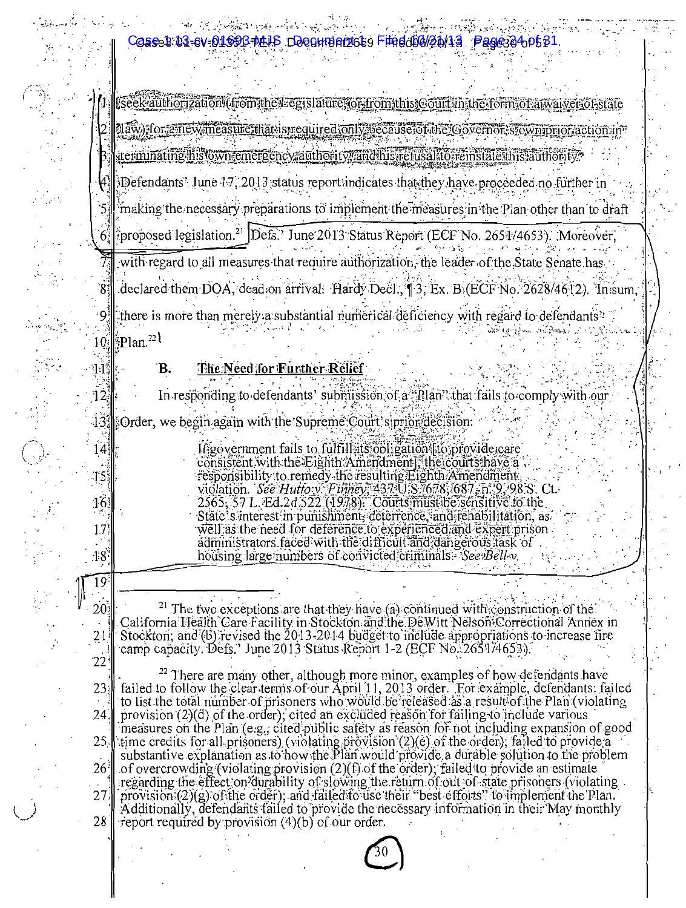seek authorization (from the Legislature, or from this Court in the form of a waiver of state law) for a new measure that is required only because of the Governor's own prior action in terminating his own emergency authority and his refusal to reinstate this authority.

Defendants' June 17, 2013 status report indicates that they have proceeded no further in making the necessary preparations to implement the measures in the Plan other than to draft proposed legislation.[21] Defs.' June 2013 Status Report (ECF No. 2651/4653). Moreover, with regard to all measures that require authorization, the leader of the State Senate has declared them DOA, dead on arrival. Hardy Decl., ¶ 3, Ex. B (ECF No. 2628/4612). In sum, there is more than merely a substantial numerical deficiency with regard to defendants' Plan.[22]

### B. The Need for Further Relief

In responding to defendants' submission of a "Plan" that fails to comply with our Order, we begin again with the Supreme Court's prior decision:

> If government fails to fulfill its obligation [to provide care consistent with the Eighth Amendment], the courts have a responsibility to remedy the resulting Eighth Amendment violation. *See Hutto v. Finney*, 437 U.S. 678, 687, n. 9, 98 S. Ct. 2565, 57 L. Ed.2d 522 (1978). Courts must be sensitive to the State's interest in punishment, deterrence, and rehabilitation, as well as the need for deference to experienced and expert prison administrators faced with the difficult and dangerous task of housing large numbers of convicted criminals. *See Bell v.*

---

[21] The two exceptions are that they have (a) continued with construction of the California Health Care Facility in Stockton and the DeWitt Nelson Correctional Annex in Stockton; and (b) revised the 2013-2014 budget to include appropriations to increase fire camp capacity. Defs.' June 2013 Status Report 1-2 (ECF No. 2651/4653).

[22] There are many other, although more minor, examples of how defendants have failed to follow the clear terms of our April 11, 2013 order. For example, defendants: failed to list the total number of prisoners who would be released as a result of the Plan (violating provision (2)(d) of the order); cited an excluded reason for failing to include various measures on the Plan (e.g., cited public safety as reason for not including expansion of good time credits for all prisoners) (violating provision (2)(e) of the order); failed to provide a substantive explanation as to how the Plan would provide a durable solution to the problem of overcrowding (violating provision (2)(f) of the order); failed to provide an estimate regarding the effect on durability of slowing the return of out-of-state prisoners (violating provision (2)(g) of the order); and failed to use their "best efforts" to implement the Plan. Additionally, defendants failed to provide the necessary information in their May monthly report required by provision (4)(b) of our order.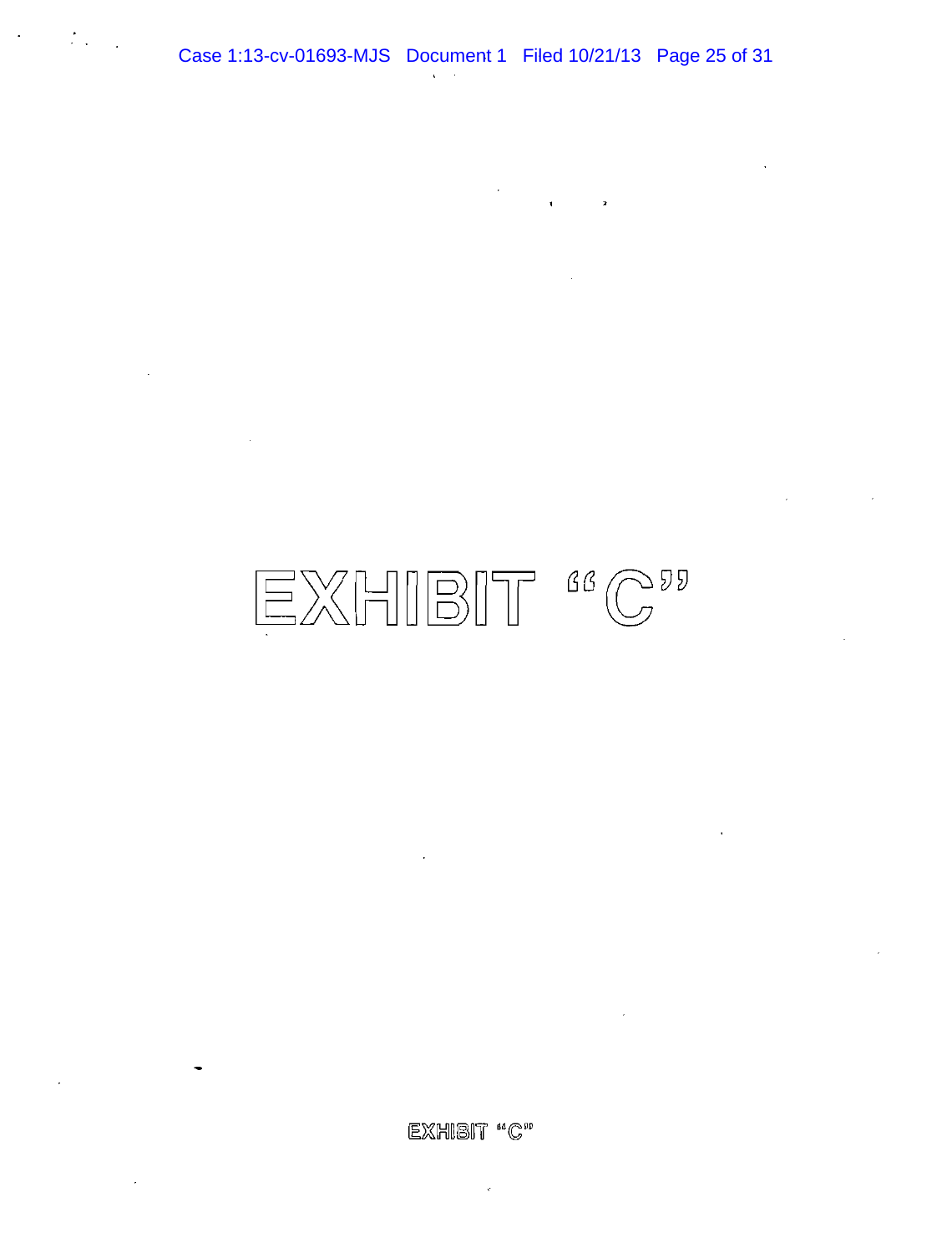# EXHIBIT "C"

EXHIBIT "C"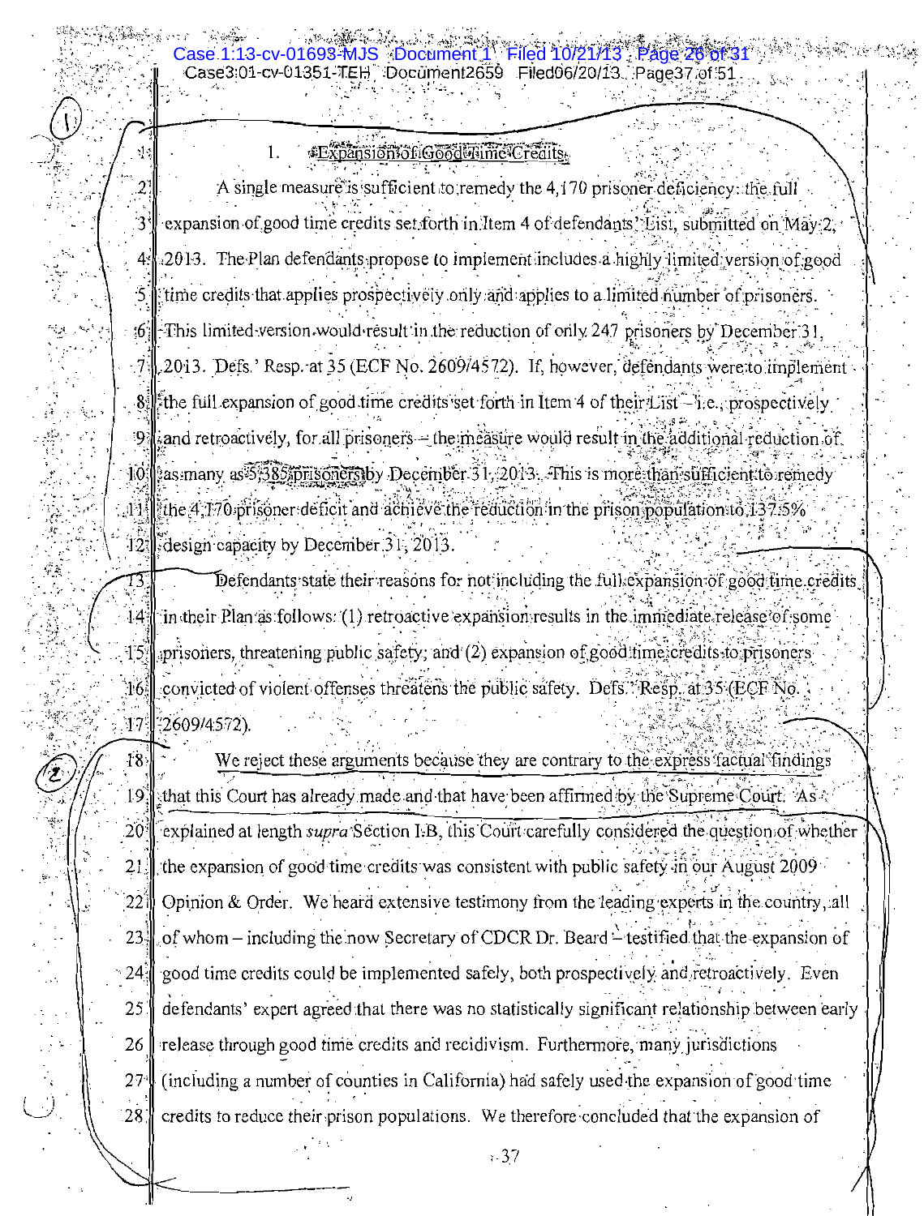### 1. Expansion of Good Time Credits

A single measure is sufficient to remedy the 4,170 prisoner deficiency: the full expansion of good time credits set forth in Item 4 of defendants' List, submitted on May 2, 2013. The Plan defendants propose to implement includes a highly limited version of good time credits that applies prospectively only and applies to a limited number of prisoners. This limited version would result in the reduction of only 247 prisoners by December 31, 2013. Defs.' Resp. at 35 (ECF No. 2609/4572). If, however, defendants were to implement the full expansion of good time credits set forth in Item 4 of their List – i.e., prospectively and retroactively, for all prisoners – the measure would result in the additional reduction of as many as 5,385 prisoners by December 31, 2013. This is more than sufficient to remedy the 4,170 prisoner deficit and achieve the reduction in the prison population to 137.5% design capacity by December 31, 2013.

Defendants state their reasons for not including the full expansion of good time credits in their Plan as follows: (1) retroactive expansion results in the immediate release of some prisoners, threatening public safety; and (2) expansion of good time credits to prisoners convicted of violent offenses threatens the public safety. Defs.' Resp. at 35 (ECF No. 2609/4572).

We reject these arguments because they are contrary to the express factual findings that this Court has already made and that have been affirmed by the Supreme Court. As explained at length *supra* Section I-B, this Court carefully considered the question of whether the expansion of good time credits was consistent with public safety in our August 2009 Opinion & Order. We heard extensive testimony from the leading experts in the country, all of whom – including the now Secretary of CDCR Dr. Beard – testified that the expansion of good time credits could be implemented safely, both prospectively and retroactively. Even defendants' expert agreed that there was no statistically significant relationship between early release through good time credits and recidivism. Furthermore, many jurisdictions (including a number of counties in California) had safely used the expansion of good time credits to reduce their prison populations. We therefore concluded that the expansion of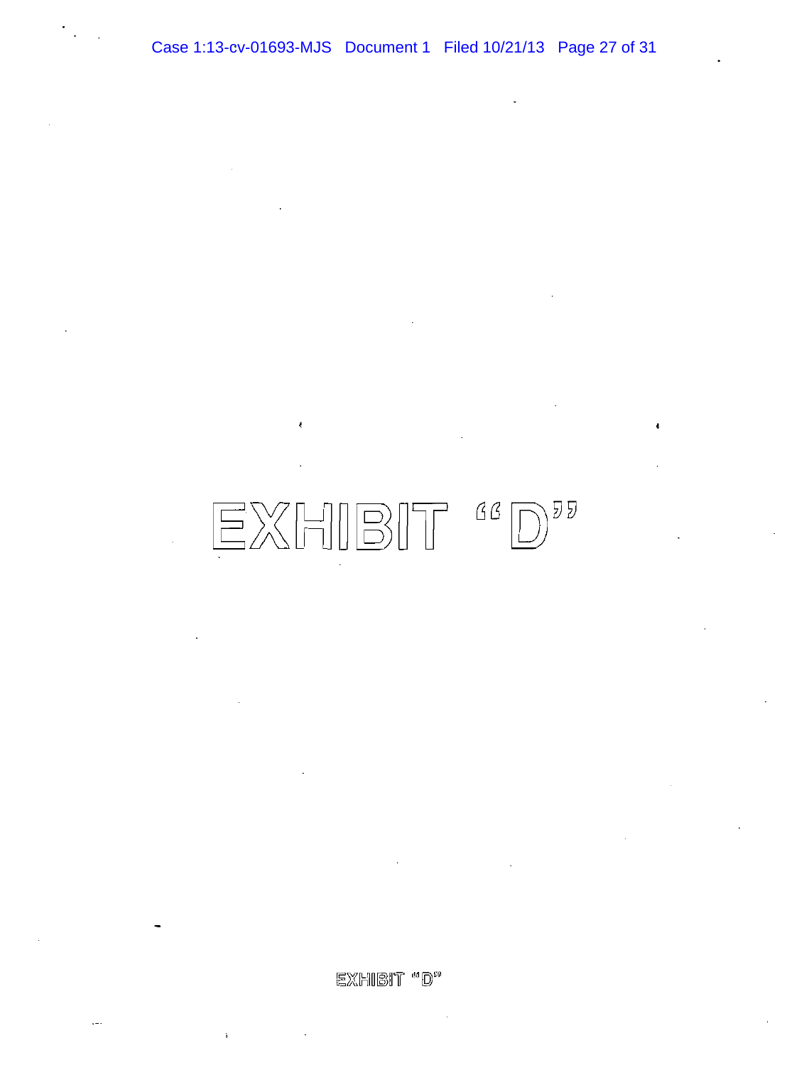# EXHIBIT "D"

EXHIBIT "D"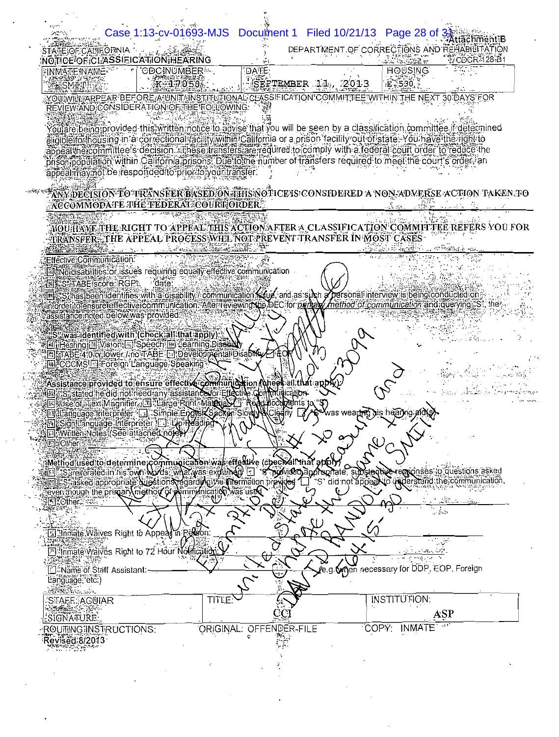Attachment B

STATE OF CALIFORNIA — DEPARTMENT OF CORRECTIONS AND REHABILITATION

**NOTICE OF CLASSIFICATION HEARING** — CDCR 128-B1

| INMATE NAME | CDC NUMBER | DATE | HOUSING |
|---|---|---|---|
| SMITH | K-17050 | SEPTEMBER 11, 2013 | E-530 |

YOU WILL APPEAR BEFORE A UNIT/INSTITUTIONAL CLASSIFICATION COMMITTEE WITHIN THE NEXT 30 DAYS FOR REVIEW AND CONSIDERATION OF THE FOLLOWING:

You are being provided this written notice to advise that you will be seen by a classification committee if determined eligible for housing in a correctional facility within California or a prison facility out of state. You have the right to appeal the committee's decision. These transfers are required to comply with a federal court order to reduce the prison population within California prisons. Due to the number of transfers required to meet the court's order, an appeal may not be responded to prior to your transfer.

**ANY DECISION TO TRANSFER BASED ON THIS NOTICE IS CONSIDERED A NON-ADVERSE ACTION TAKEN TO ACCOMMODATE THE FEDERAL COURT ORDER.**

**YOU HAVE THE RIGHT TO APPEAL THIS ACTION AFTER A CLASSIFICATION COMMITTEE REFERS YOU FOR TRANSFER. THE APPEAL PROCESS WILL NOT PREVENT TRANSFER IN MOST CASES**

Effective Communication:

☐ No disabilities or issues requiring equally effective communication

☐ "S" TABE score: RGPL    date:

☐ "S" has been identified with a disability / communication issue, and as such a personal interview is being conducted on in order to ensure effective communication. After reviewing the DEC for *primary method of communication* and querying "S", the assistance noted below was provided.

"S" was identified with (check all that apply):
☐ Hearing ☐ Vision ☐ Speech ☐ Learning Disability
☐ TABE 4.0 or lower / no TABE ☐ Developmental Disability ☐ EOP
☐ CCCMS ☐ Foreign Language Speaking

Assistance provided to ensure effective communication (check all that apply):
☐ "S" stated he did not need any assistance for Effective Communication
☐ Use of: Text Magnifier ☐ Large Print Material ☐ Read documents to "S"
☐ Language Interpreter ☐ Simple English Spoken Slowly & Clearly ☐ "S" was wearing his hearing aid(s)
☐ Sign Language Interpreter ☐ Lip Reading
☐ Written Notes (See attached notes)
☐ Other:

Method used to determine communication was effective (check all that apply)
☐ "S" reiterated in his own words, what was explained ☐ "S" provided appropriate, substantive responses to questions asked
☐ "S" asked appropriate questions regarding the information provided ☐ "S" did not appear to understand the communication, even though the primary method of communication was used
☐ Other:

☐ Inmate Waives Right to Appear in Person:

☐ Inmate Waives Right to 72 Hour Notification:

☐ Name of Staff Assistant: (e.g. when necessary for DDP, EOP, Foreign Language, etc.)

Handwritten across form: Accepted for Value Exempt from Levy Refused for Fraud Sept 11, 2013 Exemption # 453099 United States Dept. to Charge the Same to the Treasury and DAVID RANDOLPH SMITH 564-15-3077

| STAFF: AGUIAR | TITLE: CCI | INSTITUTION: ASP |
|---|---|---|
| SIGNATURE: | | |

ROUTING INSTRUCTIONS: ORIGINAL: OFFENDER-FILE COPY: INMATE

Revised 8/2013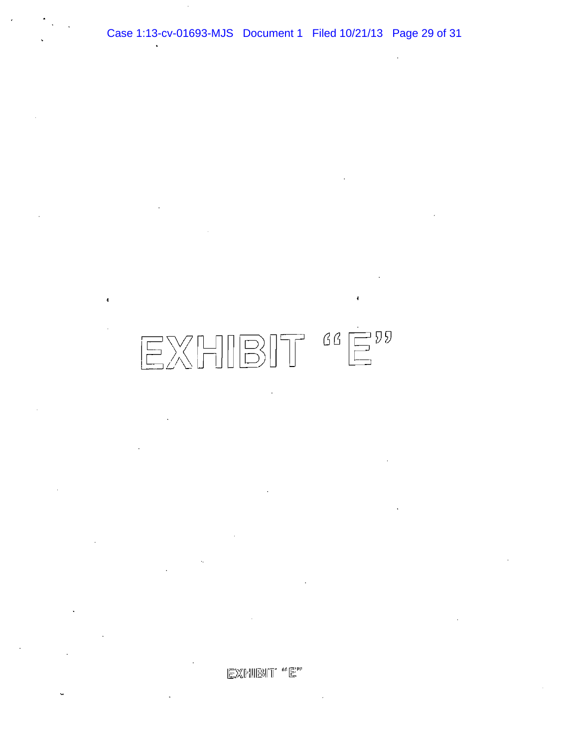# EXHIBIT "E"

EXHIBIT "E"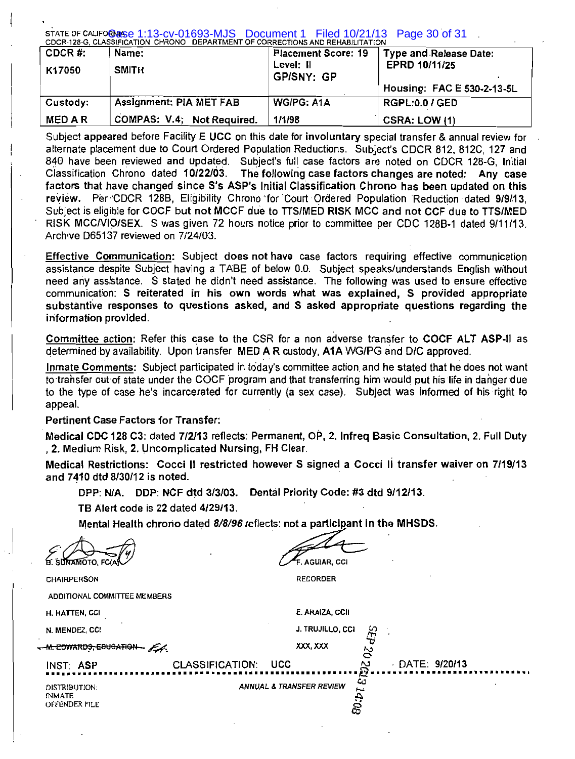STATE OF CALIFORNIA
CDCR-128-G, CLASSIFICATION CHRONO DEPARTMENT OF CORRECTIONS AND REHABILITATION

| CDCR #: | Name: | Placement Score: 19 | Type and Release Date: |
|---|---|---|---|
| K17050 | SMITH | Level: II GP/SNY: GP | EPRD 10/11/25 Housing: FAC E 530-2-13-5L |
| Custody: | Assignment: PIA MET FAB | WG/PG: A1A | RGPL:0.0 / GED |
| MED A R | COMPAS: V.4; Not Required. | 1/1/98 | CSRA: LOW (1) |

Subject appeared before Facility E UCC on this date for involuntary special transfer & annual review for alternate placement due to Court Ordered Population Reductions. Subject's CDCR 812, 812C, 127 and 840 have been reviewed and updated. Subject's full case factors are noted on CDCR 128-G, Initial Classification Chrono dated 10/22/03. **The following case factors changes are noted: Any case factors that have changed since S's ASP's Initial Classification Chrono has been updated on this review.** Per CDCR 128B, Eligibility Chrono for Court Ordered Population Reduction dated 9/9/13, Subject is eligible for COCF but not MCCF due to TTS/MED RISK MCC and not CCF due to TTS/MED RISK MCC/VIO/SEX. S was given 72 hours notice prior to committee per CDC 128B-1 dated 9/11/13. Archive D65137 reviewed on 7/24/03.

Effective Communication: Subject does not have case factors requiring effective communication assistance despite Subject having a TABE of below 0.0. Subject speaks/understands English without need any assistance. S stated he didn't need assistance. The following was used to ensure effective communication: **S reiterated in his own words what was explained, S provided appropriate substantive responses to questions asked, and S asked appropriate questions regarding the information provided.**

Committee action: Refer this case to the CSR for a non adverse transfer to **COCF ALT ASP-II** as determined by availability. Upon transfer **MED A R** custody, **A1A** WG/PG and D/C approved.

Inmate Comments: Subject participated in today's committee action and he stated that he does not want to transfer out of state under the COCF program and that transferring him would put his life in danger due to the type of case he's incarcerated for currently (a sex case). Subject was informed of his right to appeal.

**Pertinent Case Factors for Transfer:**

**Medical CDC 128 C3: dated 7/2/13 reflects: Permanent, OP, 2. Infreq Basic Consultation, 2. Full Duty , 2. Medium Risk, 2. Uncomplicated Nursing, FH Clear.**

**Medical Restrictions: Cocci II restricted however S signed a Cocci II transfer waiver on 7/19/13 and 7410 dtd 8/30/12 is noted.**

**DPP: N/A. DDP: NCF dtd 3/3/03. Dental Priority Code: #3 dtd 9/12/13.**

**TB Alert code is 22 dated 4/29/13.**

**Mental Health chrono dated *8/8/96* reflects: not a participant in the MHSDS.**

B. SUNAMOTO, FC(A)
CHAIRPERSON

F. AGUIAR, CCI
RECORDER

ADDITIONAL COMMITTEE MEMBERS

H. HATTEN, CCI
N. MENDEZ, CCI
~~M. EDWARDS, EDUCATION~~

E. ARAIZA, CCII
J. TRUJILLO, CCI
XXX, XXX

INST: ASP CLASSIFICATION: UCC DATE: 9/20/13

DISTRIBUTION:
INMATE
OFFENDER FILE

*ANNUAL & TRANSFER REVIEW*

SEP 20 2013 14:08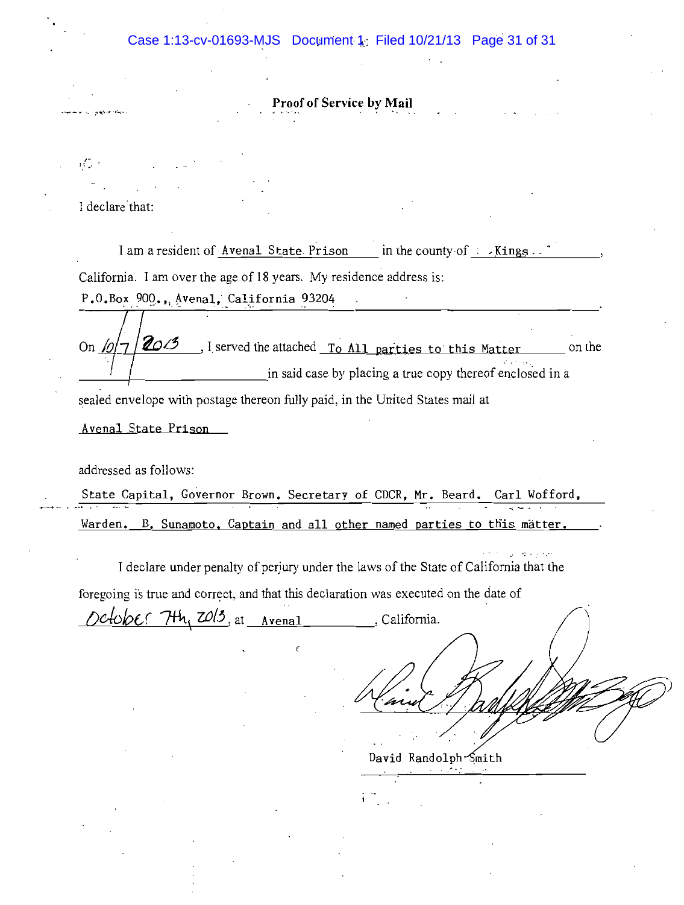# Proof of Service by Mail

I declare that:

I am a resident of Avenal State Prison in the county of Kings, California. I am over the age of 18 years. My residence address is:

P.O.Box 900., Avenal, California 93204

On 10/7/2013, I served the attached To All parties to this Matter on the \_\_\_\_\_\_\_\_\_\_ in said case by placing a true copy thereof enclosed in a sealed envelope with postage thereon fully paid, in the United States mail at

Avenal State Prison

addressed as follows:

State Capital, Governor Brown. Secretary of CDCR, Mr. Beard. Carl Wofford, Warden. B. Sunamoto, Captain and all other named parties to this matter.

I declare under penalty of perjury under the laws of the State of California that the foregoing is true and correct, and that this declaration was executed on the date of October 7th, 2013, at Avenal, California.

David Randolph-Smith